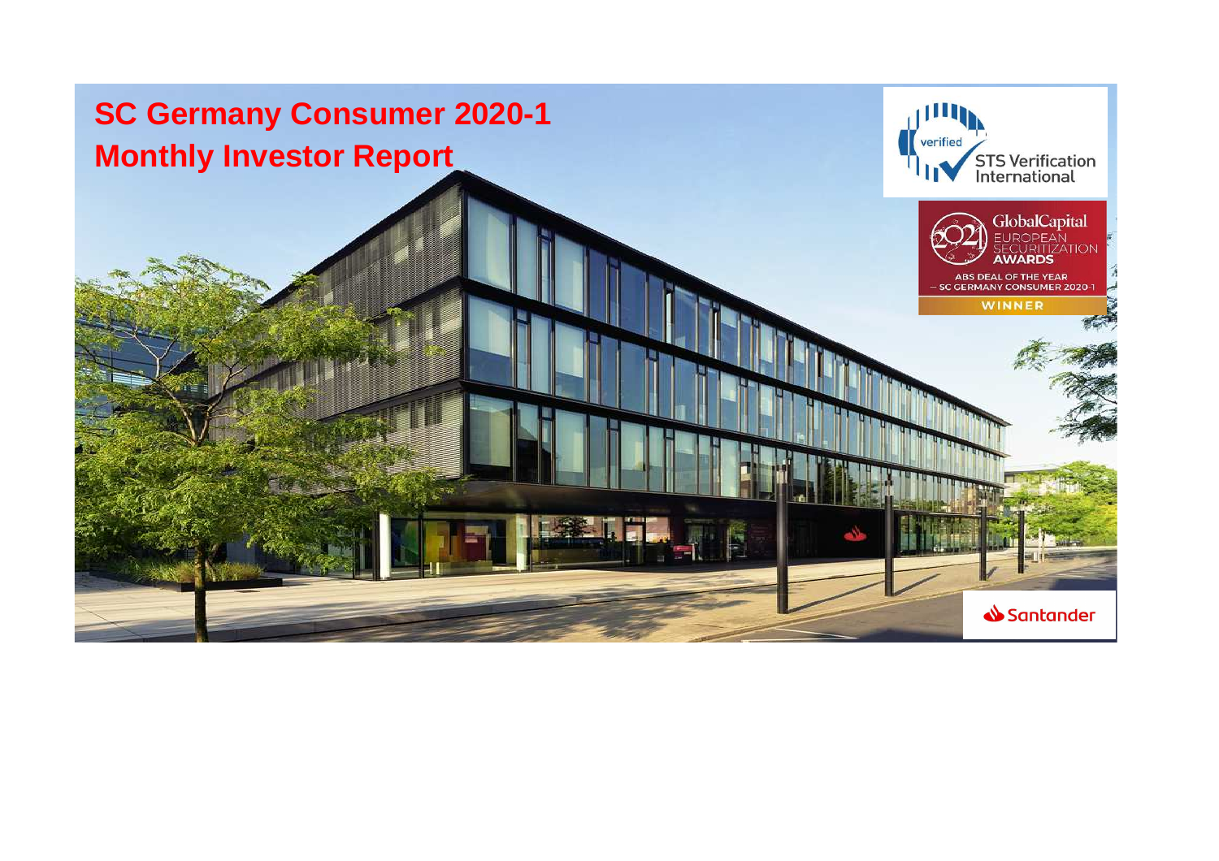# SC Germany Consumer 2020-1
# Monthly Investor Report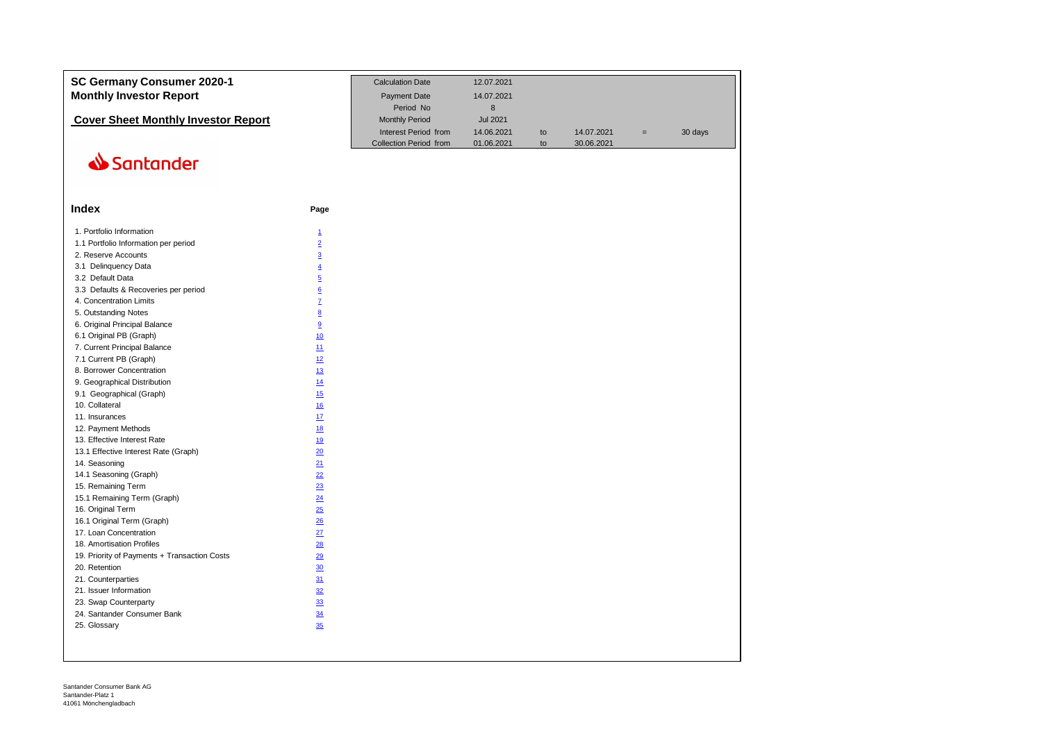# SC Germany Consumer 2020-1
## Monthly Investor Report

## Cover Sheet Monthly Investor Report

Santander

| | | | | | |
|---|---|---|---|---|---|
| Calculation Date | 12.07.2021 | | | | |
| Payment Date | 14.07.2021 | | | | |
| Period No | 8 | | | | |
| Monthly Period | Jul 2021 | | | | |
| Interest Period from | 14.06.2021 | to | 14.07.2021 | = | 30 days |
| Collection Period from | 01.06.2021 | to | 30.06.2021 | | |

## Index

| | Page |
|---|---|
| 1. Portfolio Information | 1 |
| 1.1 Portfolio Information per period | 2 |
| 2. Reserve Accounts | 3 |
| 3.1 Delinquency Data | 4 |
| 3.2 Default Data | 5 |
| 3.3 Defaults & Recoveries per period | 6 |
| 4. Concentration Limits | 7 |
| 5. Outstanding Notes | 8 |
| 6. Original Principal Balance | 9 |
| 6.1 Original PB (Graph) | 10 |
| 7. Current Principal Balance | 11 |
| 7.1 Current PB (Graph) | 12 |
| 8. Borrower Concentration | 13 |
| 9. Geographical Distribution | 14 |
| 9.1 Geographical (Graph) | 15 |
| 10. Collateral | 16 |
| 11. Insurances | 17 |
| 12. Payment Methods | 18 |
| 13. Effective Interest Rate | 19 |
| 13.1 Effective Interest Rate (Graph) | 20 |
| 14. Seasoning | 21 |
| 14.1 Seasoning (Graph) | 22 |
| 15. Remaining Term | 23 |
| 15.1 Remaining Term (Graph) | 24 |
| 16. Original Term | 25 |
| 16.1 Original Term (Graph) | 26 |
| 17. Loan Concentration | 27 |
| 18. Amortisation Profiles | 28 |
| 19. Priority of Payments + Transaction Costs | 29 |
| 20. Retention | 30 |
| 21. Counterparties | 31 |
| 21. Issuer Information | 32 |
| 23. Swap Counterparty | 33 |
| 24. Santander Consumer Bank | 34 |
| 25. Glossary | 35 |

Santander Consumer Bank AG
Santander-Platz 1
41061 Mönchengladbach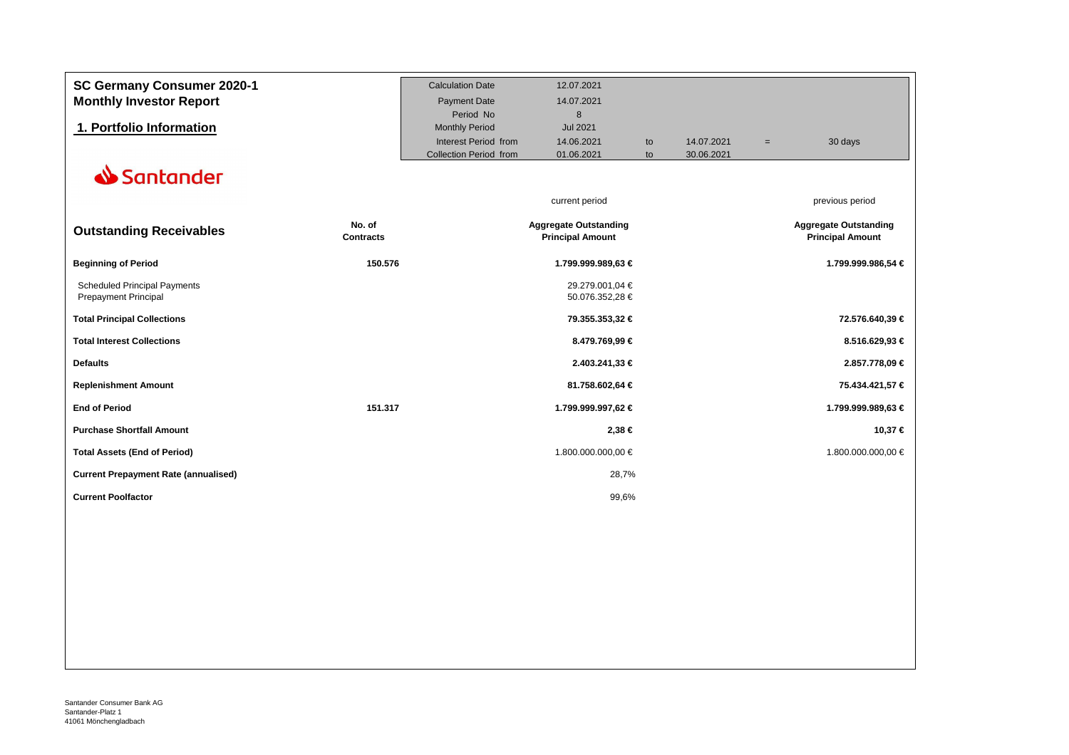# SC Germany Consumer 2020-1
## Monthly Investor Report

## 1. Portfolio Information

| | | | | | |
|---|---|---|---|---|---|
| Calculation Date | 12.07.2021 | | | | |
| Payment Date | 14.07.2021 | | | | |
| Period No | 8 | | | | |
| Monthly Period | Jul 2021 | | | | |
| Interest Period from | 14.06.2021 | to | 14.07.2021 | = | 30 days |
| Collection Period from | 01.06.2021 | to | 30.06.2021 | | |

Santander

| Outstanding Receivables | No. of Contracts | current period Aggregate Outstanding Principal Amount | previous period Aggregate Outstanding Principal Amount |
|---|---|---|---|
| **Beginning of Period** | **150.576** | **1.799.999.989,63 €** | **1.799.999.986,54 €** |
| Scheduled Principal Payments | | 29.279.001,04 € | |
| Prepayment Principal | | 50.076.352,28 € | |
| **Total Principal Collections** | | **79.355.353,32 €** | **72.576.640,39 €** |
| **Total Interest Collections** | | **8.479.769,99 €** | **8.516.629,93 €** |
| **Defaults** | | **2.403.241,33 €** | **2.857.778,09 €** |
| **Replenishment Amount** | | **81.758.602,64 €** | **75.434.421,57 €** |
| **End of Period** | **151.317** | **1.799.999.997,62 €** | **1.799.999.989,63 €** |
| **Purchase Shortfall Amount** | | **2,38 €** | **10,37 €** |
| **Total Assets (End of Period)** | | 1.800.000.000,00 € | 1.800.000.000,00 € |
| **Current Prepayment Rate (annualised)** | | 28,7% | |
| **Current Poolfactor** | | 99,6% | |

Santander Consumer Bank AG
Santander-Platz 1
41061 Mönchengladbach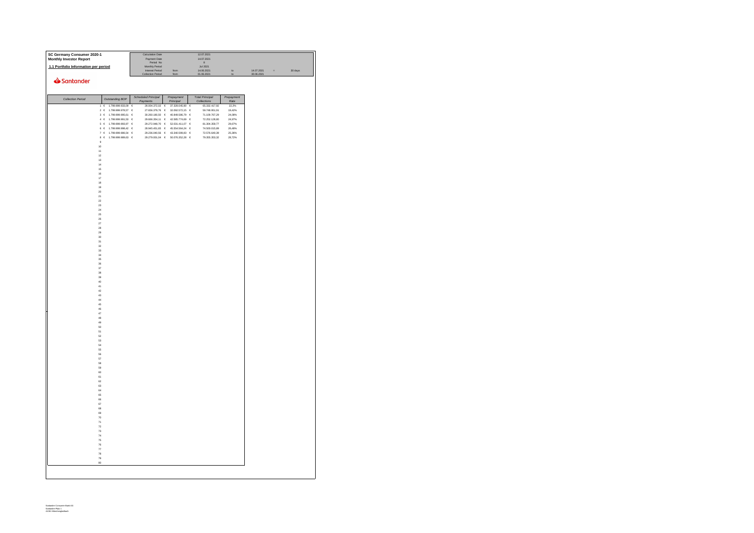**SC Germany Consumer 2020-1**
**Monthly Investor Report**

**1.1 Portfolio Information per period**

| | | | | | | |
|---|---|---|---|---|---|---|
| Calculation Date | | 12.07.2021 | | | | |
| Payment Date | | 14.07.2021 | | | | |
| Period No | | 8 | | | | |
| Monthly Period | | Jul 2021 | | | | |
| Interest Period | from | 14.06.2021 | to | 14.07.2021 | = | 30 days |
| Collection Period | from | 01.06.2021 | to | 30.06.2021 | | |

Santander

| Collection Period | Outstanding BOP | Scheduled Principal Payments | Prepayment Principal | Total Principal Collections | Prepayment Rate |
|---|---|---|---|---|---|
| 1 | € 1.799.999.933,09 | € 28.004.371,02 | € 37.328.046,90 | € 65.332.417,92 | 22,2% |
| 2 | € 1.799.999.978,57 | € 27.656.379,76 | € 32.092.572,15 | € 59.748.951,91 | 19,42% |
| 3 | € 1.799.999.995,61 | € 30.260.180,50 | € 40.849.586,79 | € 71.109.767,29 | 24,08% |
| 4 | € 1.799.999.991,50 | € 29.666.354,11 | € 42.585.774,69 | € 72.252.128,80 | 24,97% |
| 5 | € 1.799.999.993,97 | € 29.272.948,70 | € 52.031.411,07 | € 81.304.359,77 | 29,67% |
| 6 | € 1.799.999.998,42 | € 28.945.451,65 | € 45.554.564,24 | € 74.500.015,89 | 26,48% |
| 7 | € 1.799.999.988,54 | € 29.236.040,56 | € 43.340.599,83 | € 72.576.640,39 | 25,38% |
| 8 | € 1.799.999.989,63 | € 29.279.001,04 | € 50.076.352,28 | € 79.355.353,32 | 28,72% |
| 9 | | | | | |
| 10 | | | | | |
| 11 | | | | | |
| 12 | | | | | |
| 13 | | | | | |
| 14 | | | | | |
| 15 | | | | | |
| 16 | | | | | |
| 17 | | | | | |
| 18 | | | | | |
| 19 | | | | | |
| 20 | | | | | |
| 21 | | | | | |
| 22 | | | | | |
| 23 | | | | | |
| 24 | | | | | |
| 25 | | | | | |
| 26 | | | | | |
| 27 | | | | | |
| 28 | | | | | |
| 29 | | | | | |
| 30 | | | | | |
| 31 | | | | | |
| 32 | | | | | |
| 33 | | | | | |
| 34 | | | | | |
| 35 | | | | | |
| 36 | | | | | |
| 37 | | | | | |
| 38 | | | | | |
| 39 | | | | | |
| 40 | | | | | |
| 41 | | | | | |
| 42 | | | | | |
| 43 | | | | | |
| 44 | | | | | |
| 45 | | | | | |
| 46 | | | | | |
| 47 | | | | | |
| 48 | | | | | |
| 49 | | | | | |
| 50 | | | | | |
| 51 | | | | | |
| 52 | | | | | |
| 53 | | | | | |
| 54 | | | | | |
| 55 | | | | | |
| 56 | | | | | |
| 57 | | | | | |
| 58 | | | | | |
| 59 | | | | | |
| 60 | | | | | |
| 61 | | | | | |
| 62 | | | | | |
| 63 | | | | | |
| 64 | | | | | |
| 65 | | | | | |
| 66 | | | | | |
| 67 | | | | | |
| 68 | | | | | |
| 69 | | | | | |
| 70 | | | | | |
| 71 | | | | | |
| 72 | | | | | |
| 73 | | | | | |
| 74 | | | | | |
| 75 | | | | | |
| 76 | | | | | |
| 77 | | | | | |
| 78 | | | | | |
| 79 | | | | | |
| 80 | | | | | |

Santander Consumer Bank AG
Santander-Platz 1
41061 Mönchengladbach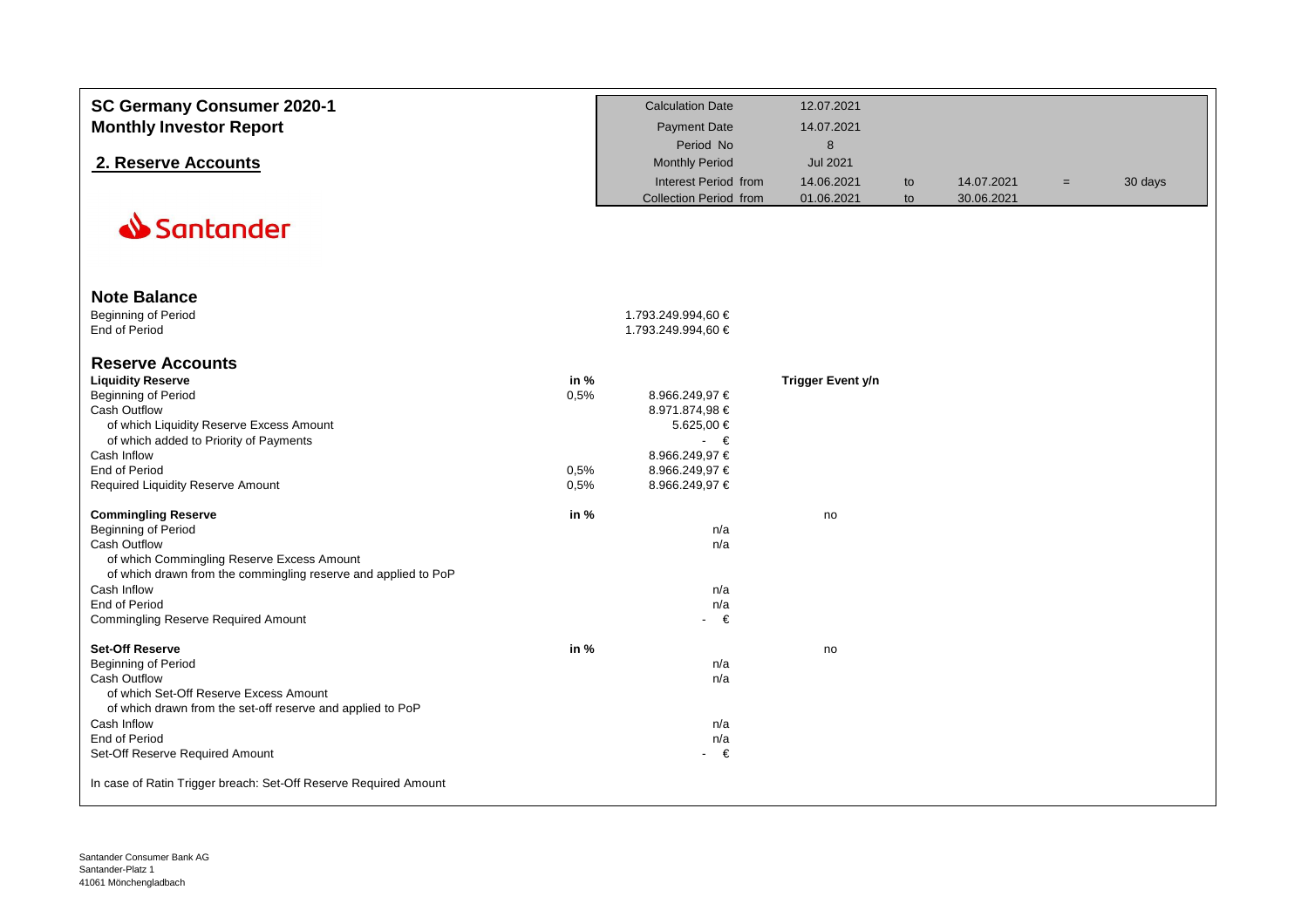# SC Germany Consumer 2020-1

## Monthly Investor Report

## 2. Reserve Accounts

| | | | | | | |
|---|---|---|---|---|---|---|
| Calculation Date | 12.07.2021 | | | | | |
| Payment Date | 14.07.2021 | | | | | |
| Period No | 8 | | | | | |
| Monthly Period | Jul 2021 | | | | | |
| Interest Period from | 14.06.2021 | to | 14.07.2021 | = | 30 days |
| Collection Period from | 01.06.2021 | to | 30.06.2021 | | | |

Santander

### Note Balance

| | |
|---|---|
| Beginning of Period | 1.793.249.994,60 € |
| End of Period | 1.793.249.994,60 € |

### Reserve Accounts

| | in % | | Trigger Event y/n |
|---|---|---|---|
| **Liquidity Reserve** | **in %** | | **Trigger Event y/n** |
| Beginning of Period | 0,5% | 8.966.249,97 € | |
| Cash Outflow | | 8.971.874,98 € | |
| of which Liquidity Reserve Excess Amount | | 5.625,00 € | |
| of which added to Priority of Payments | | - € | |
| Cash Inflow | | 8.966.249,97 € | |
| End of Period | 0,5% | 8.966.249,97 € | |
| Required Liquidity Reserve Amount | 0,5% | 8.966.249,97 € | |
| | | | |
| **Commingling Reserve** | **in %** | | no |
| Beginning of Period | | n/a | |
| Cash Outflow | | n/a | |
| of which Commingling Reserve Excess Amount | | | |
| of which drawn from the commingling reserve and applied to PoP | | | |
| Cash Inflow | | n/a | |
| End of Period | | n/a | |
| Commingling Reserve Required Amount | | - € | |
| | | | |
| **Set-Off Reserve** | **in %** | | no |
| Beginning of Period | | n/a | |
| Cash Outflow | | n/a | |
| of which Set-Off Reserve Excess Amount | | | |
| of which drawn from the set-off reserve and applied to PoP | | | |
| Cash Inflow | | n/a | |
| End of Period | | n/a | |
| Set-Off Reserve Required Amount | | - € | |
| | | | |
| In case of Ratin Trigger breach: Set-Off Reserve Required Amount | | | |

Santander Consumer Bank AG
Santander-Platz 1
41061 Mönchengladbach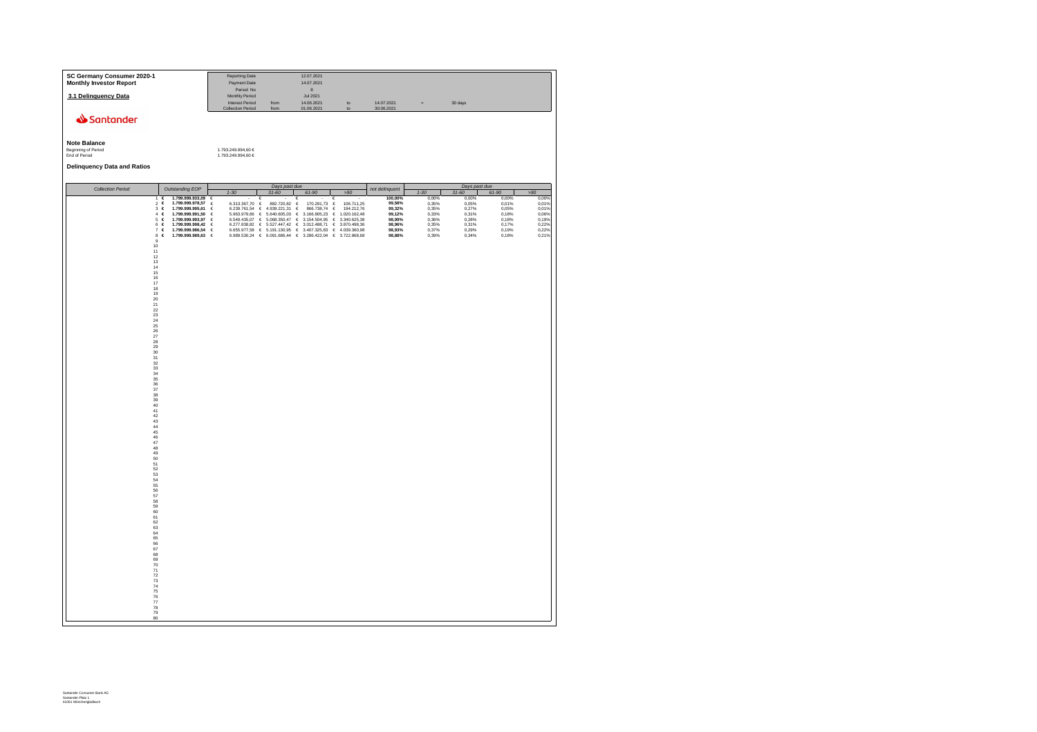**SC Germany Consumer 2020-1**
**Monthly Investor Report**

**3.1 Delinquency Data**

| | | | | | | | |
|---|---|---|---|---|---|---|---|
| Reporting Date | | 12.07.2021 | | | | | |
| Payment Date | | 14.07.2021 | | | | | |
| Period No | | 8 | | | | | |
| Monthly Period | | Jul 2021 | | | | | |
| Interest Period | from | 14.06.2021 | to | 14.07.2021 | = | 30 days | |
| Collection Period | from | 01.06.2021 | to | 30.06.2021 | | | |

Santander

**Note Balance**

Beginning of Period 1.793.249.994,60 €
End of Period 1.793.249.994,60 €

**Delinquency Data and Ratios**

| Collection Period | Outstanding EOP | Days past due 1-30 | Days past due 31-60 | Days past due 61-90 | Days past due >90 | not delinquent | Days past due 1-30 | Days past due 31-60 | Days past due 61-90 | Days past due >90 |
|---|---|---|---|---|---|---|---|---|---|---|
| 1 | € 1.799.999.933,09 | € - | € - | € - | € - | 100,00% | 0,00% | 0,00% | 0,00% | 0,00% |
| 2 | € 1.799.999.978,57 | € 6.313.367,70 | € 882.720,82 | € 170.291,73 | € 106.711,25 | 99,58% | 0,35% | 0,05% | 0,01% | 0,01% |
| 3 | € 1.799.999.995,61 | € 6.239.761,54 | € 4.939.221,31 | € 866.738,74 | € 194.212,76 | 99,32% | 0,35% | 0,27% | 0,05% | 0,01% |
| 4 | € 1.799.999.991,50 | € 5.963.979,66 | € 5.640.605,03 | € 3.166.805,23 | € 1.020.162,48 | 99,12% | 0,33% | 0,31% | 0,18% | 0,06% |
| 5 | € 1.799.999.993,97 | € 6.549.435,07 | € 5.068.350,47 | € 3.154.504,95 | € 3.340.625,38 | 98,99% | 0,36% | 0,28% | 0,18% | 0,19% |
| 6 | € 1.799.999.998,42 | € 6.277.838,82 | € 5.527.447,42 | € 3.012.488,71 | € 3.870.498,36 | 98,96% | 0,35% | 0,31% | 0,17% | 0,22% |
| 7 | € 1.799.999.986,54 | € 6.655.977,58 | € 5.191.130,95 | € 3.407.325,83 | € 4.039.360,98 | 98,93% | 0,37% | 0,29% | 0,19% | 0,22% |
| 8 | € 1.799.999.989,63 | € 6.989.530,24 | € 6.091.686,44 | € 3.286.422,04 | € 3.722.868,68 | 98,88% | 0,39% | 0,34% | 0,18% | 0,21% |
| 9 | | | | | | | | | | |
| 10 | | | | | | | | | | |
| 11 | | | | | | | | | | |
| 12 | | | | | | | | | | |
| 13 | | | | | | | | | | |
| 14 | | | | | | | | | | |
| 15 | | | | | | | | | | |
| 16 | | | | | | | | | | |
| 17 | | | | | | | | | | |
| 18 | | | | | | | | | | |
| 19 | | | | | | | | | | |
| 20 | | | | | | | | | | |
| 21 | | | | | | | | | | |
| 22 | | | | | | | | | | |
| 23 | | | | | | | | | | |
| 24 | | | | | | | | | | |
| 25 | | | | | | | | | | |
| 26 | | | | | | | | | | |
| 27 | | | | | | | | | | |
| 28 | | | | | | | | | | |
| 29 | | | | | | | | | | |
| 30 | | | | | | | | | | |
| 31 | | | | | | | | | | |
| 32 | | | | | | | | | | |
| 33 | | | | | | | | | | |
| 34 | | | | | | | | | | |
| 35 | | | | | | | | | | |
| 36 | | | | | | | | | | |
| 37 | | | | | | | | | | |
| 38 | | | | | | | | | | |
| 39 | | | | | | | | | | |
| 40 | | | | | | | | | | |
| 41 | | | | | | | | | | |
| 42 | | | | | | | | | | |
| 43 | | | | | | | | | | |
| 44 | | | | | | | | | | |
| 45 | | | | | | | | | | |
| 46 | | | | | | | | | | |
| 47 | | | | | | | | | | |
| 48 | | | | | | | | | | |
| 49 | | | | | | | | | | |
| 50 | | | | | | | | | | |
| 51 | | | | | | | | | | |
| 52 | | | | | | | | | | |
| 53 | | | | | | | | | | |
| 54 | | | | | | | | | | |
| 55 | | | | | | | | | | |
| 56 | | | | | | | | | | |
| 57 | | | | | | | | | | |
| 58 | | | | | | | | | | |
| 59 | | | | | | | | | | |
| 60 | | | | | | | | | | |
| 61 | | | | | | | | | | |
| 62 | | | | | | | | | | |
| 63 | | | | | | | | | | |
| 64 | | | | | | | | | | |
| 65 | | | | | | | | | | |
| 66 | | | | | | | | | | |
| 67 | | | | | | | | | | |
| 68 | | | | | | | | | | |
| 69 | | | | | | | | | | |
| 70 | | | | | | | | | | |
| 71 | | | | | | | | | | |
| 72 | | | | | | | | | | |
| 73 | | | | | | | | | | |
| 74 | | | | | | | | | | |
| 75 | | | | | | | | | | |
| 76 | | | | | | | | | | |
| 77 | | | | | | | | | | |
| 78 | | | | | | | | | | |
| 79 | | | | | | | | | | |
| 80 | | | | | | | | | | |

Santander Consumer Bank AG
Santander-Platz 1
41061 Mönchengladbach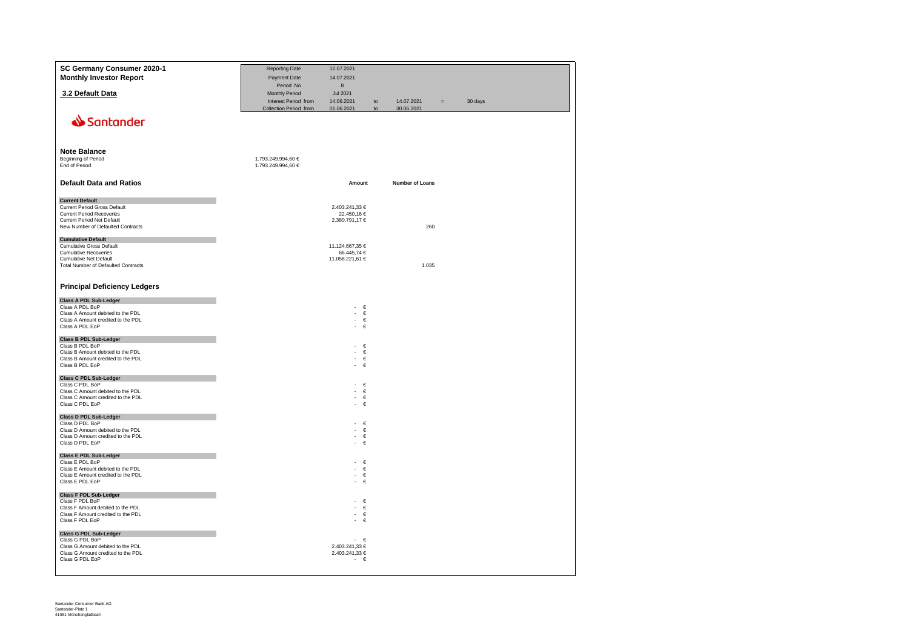# SC Germany Consumer 2020-1

## Monthly Investor Report

### 3.2 Default Data

| | | | | | | |
|---|---|---|---|---|---|---|
| Reporting Date | 12.07.2021 | | | | | |
| Payment Date | 14.07.2021 | | | | | |
| Period No | 8 | | | | | |
| Monthly Period | Jul 2021 | | | | | |
| Interest Period from | 14.06.2021 | to | 14.07.2021 | = | 30 days | |
| Collection Period from | 01.06.2021 | to | 30.06.2021 | | | |

Santander

## Note Balance

| | |
|---|---|
| Beginning of Period | 1.793.249.994,60 € |
| End of Period | 1.793.249.994,60 € |

## Default Data and Ratios

| | Amount | Number of Loans |
|---|---|---|
| **Current Default** | | |
| Current Period Gross Default | 2.403.241,33 € | |
| Current Period Recoveries | 22.450,16 € | |
| Current Period Net Default | 2.380.791,17 € | |
| New Number of Defaulted Contracts | | 260 |
| **Cumulative Default** | | |
| Cumulative Gross Default | 11.124.667,35 € | |
| Cumulative Recoveries | 66.445,74 € | |
| Cumulative Net Default | 11.058.221,61 € | |
| Total Number of Defaulted Contracts | | 1.035 |

## Principal Deficiency Ledgers

| | |
|---|---|
| **Class A PDL Sub-Ledger** | |
| Class A PDL BoP | - € |
| Class A Amount debited to the PDL | - € |
| Class A Amount credited to the PDL | - € |
| Class A PDL EoP | - € |
| **Class B PDL Sub-Ledger** | |
| Class B PDL BoP | - € |
| Class B Amount debited to the PDL | - € |
| Class B Amount credited to the PDL | - € |
| Class B PDL EoP | - € |
| **Class C PDL Sub-Ledger** | |
| Class C PDL BoP | - € |
| Class C Amount debited to the PDL | - € |
| Class C Amount credited to the PDL | - € |
| Class C PDL EoP | - € |
| **Class D PDL Sub-Ledger** | |
| Class D PDL BoP | - € |
| Class D Amount debited to the PDL | - € |
| Class D Amount credited to the PDL | - € |
| Class D PDL EoP | - € |
| **Class E PDL Sub-Ledger** | |
| Class E PDL BoP | - € |
| Class E Amount debited to the PDL | - € |
| Class E Amount credited to the PDL | - € |
| Class E PDL EoP | - € |
| **Class F PDL Sub-Ledger** | |
| Class F PDL BoP | - € |
| Class F Amount debited to the PDL | - € |
| Class F Amount credited to the PDL | - € |
| Class F PDL EoP | - € |
| **Class G PDL Sub-Ledger** | |
| Class G PDL BoP | - € |
| Class G Amount debited to the PDL | 2.403.241,33 € |
| Class G Amount credited to the PDL | 2.403.241,33 € |
| Class G PDL EoP | - € |

Santander Consumer Bank AG
Santander-Platz 1
41061 Mönchengladbach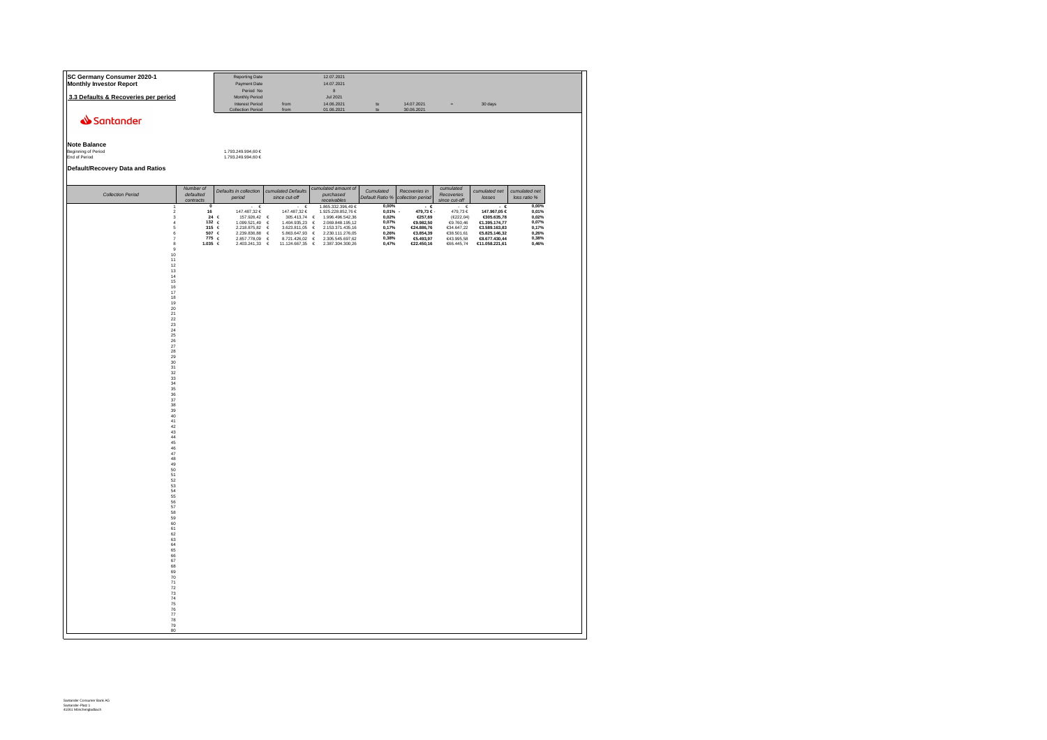**SC Germany Consumer 2020-1**
**Monthly Investor Report**

**3.3 Defaults & Recoveries per period**

| | | | | | |
|---|---|---|---|---|---|
| Reporting Date | | 12.07.2021 | | | |
| Payment Date | | 14.07.2021 | | | |
| Period No | | 8 | | | |
| Monthly Period | | Jul 2021 | | | |
| Interest Period | from | 14.06.2021 | to | 14.07.2021 | = 30 days |
| Collection Period | from | 01.06.2021 | to | 30.06.2021 | |

**Note Balance**

| | |
|---|---|
| Beginning of Period | 1.793.249.994,60 € |
| End of Period | 1.793.249.994,60 € |

**Default/Recovery Data and Ratios**

| *Collection Period* | *Number of defaulted contracts* | *Defaults in collection period* | *cumulated Defaults since cut-off* | *cumulated amount of purchased receivables* | *Cumulated Default Ratio %* | *Recoveries in collection period* | *cumulated Recoveries since cut-off* | *cumulated net losses* | *cumulated net loss ratio %* |
|---|---|---|---|---|---|---|---|---|---|
| 1 | 0 | - € | - € | 1.865.332.396,49 € | 0,00% | - € | - € | - € | 0,00% |
| 2 | 16 | 147.487,32 € | 147.487,32 € | 1.925.228.852,76 € | 0,01% | - 479,73 € | - 479,73 € | 147.967,05 € | 0,01% |
| 3 | 24 | € 157.926,42 | € 305.413,74 | € 1.996.496.542,36 | 0,02% | €257,69 | (€222,04) | €305.635,78 | 0,02% |
| 4 | 132 | € 1.099.521,49 | € 1.404.935,23 | € 2.069.848.195,12 | 0,07% | €9.982,50 | €9.760,46 | €1.395.174,77 | 0,07% |
| 5 | 315 | € 2.218.875,82 | € 3.623.811,05 | € 2.153.371.435,16 | 0,17% | €24.886,76 | €34.647,22 | €3.589.163,83 | 0,17% |
| 6 | 507 | € 2.239.836,88 | € 5.863.647,93 | € 2.230.111.276,05 | 0,26% | €3.854,39 | €38.501,61 | €5.825.146,32 | 0,26% |
| 7 | 775 | € 2.857.778,09 | € 8.721.426,02 | € 2.305.545.697,62 | 0,38% | €5.493,97 | €43.995,58 | €8.677.430,44 | 0,38% |
| 8 | 1.035 | € 2.403.241,33 | € 11.124.667,35 | € 2.387.304.300,26 | 0,47% | €22.450,16 | €66.445,74 | €11.058.221,61 | 0,46% |
| 9 | | | | | | | | | |
| 10 | | | | | | | | | |
| 11 | | | | | | | | | |
| 12 | | | | | | | | | |
| 13 | | | | | | | | | |
| 14 | | | | | | | | | |
| 15 | | | | | | | | | |
| 16 | | | | | | | | | |
| 17 | | | | | | | | | |
| 18 | | | | | | | | | |
| 19 | | | | | | | | | |
| 20 | | | | | | | | | |
| 21 | | | | | | | | | |
| 22 | | | | | | | | | |
| 23 | | | | | | | | | |
| 24 | | | | | | | | | |
| 25 | | | | | | | | | |
| 26 | | | | | | | | | |
| 27 | | | | | | | | | |
| 28 | | | | | | | | | |
| 29 | | | | | | | | | |
| 30 | | | | | | | | | |
| 31 | | | | | | | | | |
| 32 | | | | | | | | | |
| 33 | | | | | | | | | |
| 34 | | | | | | | | | |
| 35 | | | | | | | | | |
| 36 | | | | | | | | | |
| 37 | | | | | | | | | |
| 38 | | | | | | | | | |
| 39 | | | | | | | | | |
| 40 | | | | | | | | | |
| 41 | | | | | | | | | |
| 42 | | | | | | | | | |
| 43 | | | | | | | | | |
| 44 | | | | | | | | | |
| 45 | | | | | | | | | |
| 46 | | | | | | | | | |
| 47 | | | | | | | | | |
| 48 | | | | | | | | | |
| 49 | | | | | | | | | |
| 50 | | | | | | | | | |
| 51 | | | | | | | | | |
| 52 | | | | | | | | | |
| 53 | | | | | | | | | |
| 54 | | | | | | | | | |
| 55 | | | | | | | | | |
| 56 | | | | | | | | | |
| 57 | | | | | | | | | |
| 58 | | | | | | | | | |
| 59 | | | | | | | | | |
| 60 | | | | | | | | | |
| 61 | | | | | | | | | |
| 62 | | | | | | | | | |
| 63 | | | | | | | | | |
| 64 | | | | | | | | | |
| 65 | | | | | | | | | |
| 66 | | | | | | | | | |
| 67 | | | | | | | | | |
| 68 | | | | | | | | | |
| 69 | | | | | | | | | |
| 70 | | | | | | | | | |
| 71 | | | | | | | | | |
| 72 | | | | | | | | | |
| 73 | | | | | | | | | |
| 74 | | | | | | | | | |
| 75 | | | | | | | | | |
| 76 | | | | | | | | | |
| 77 | | | | | | | | | |
| 78 | | | | | | | | | |
| 79 | | | | | | | | | |
| 80 | | | | | | | | | |

Santander Consumer Bank AG
Santander-Platz 1
41061 Mönchengladbach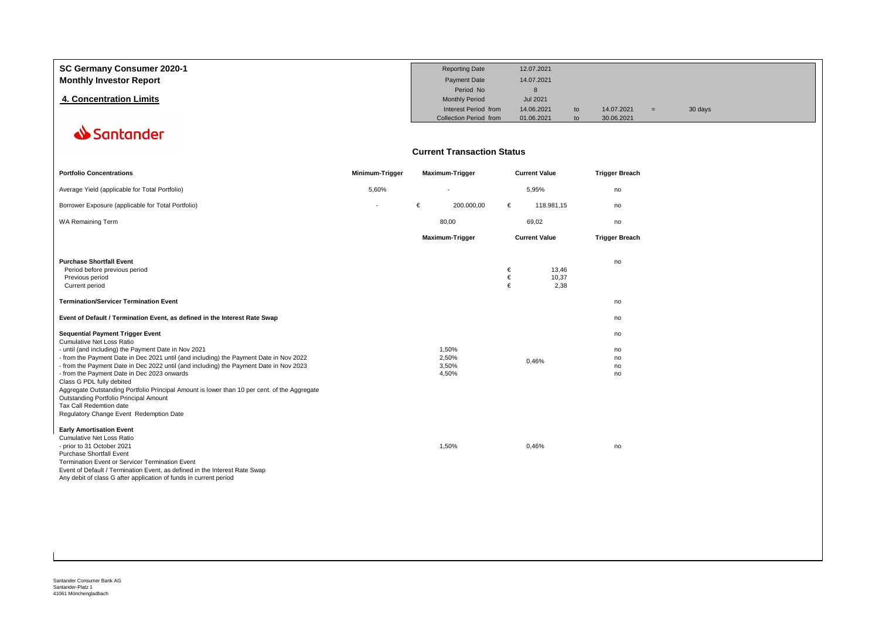# SC Germany Consumer 2020-1

## Monthly Investor Report

### 4. Concentration Limits

| | | | | | |
|---|---|---|---|---|---|
| Reporting Date | 12.07.2021 | | | | |
| Payment Date | 14.07.2021 | | | | |
| Period No | 8 | | | | |
| Monthly Period | Jul 2021 | | | | |
| Interest Period from | 14.06.2021 | to | 14.07.2021 | = | 30 days |
| Collection Period from | 01.06.2021 | to | 30.06.2021 | | |

Santander

## Current Transaction Status

| Portfolio Concentrations | Minimum-Trigger | Maximum-Trigger | Current Value | Trigger Breach |
|---|---|---|---|---|
| Average Yield (applicable for Total Portfolio) | 5,60% | - | 5,95% | no |
| Borrower Exposure (applicable for Total Portfolio) | - | € 200.000,00 | € 118.981,15 | no |
| WA Remaining Term | | 80,00 | 69,02 | no |

| | Maximum-Trigger | Current Value | Trigger Breach |
|---|---|---|---|
| **Purchase Shortfall Event** | | | no |
| Period before previous period | | € 13,46 | |
| Previous period | | € 10,37 | |
| Current period | | € 2,38 | |
| **Termination/Servicer Termination Event** | | | no |
| **Event of Default / Termination Event, as defined in the Interest Rate Swap** | | | no |
| **Sequential Payment Trigger Event** | | | no |
| Cumulative Net Loss Ratio | | | |
| - until (and including) the Payment Date in Nov 2021 | 1,50% | 0,46% | no |
| - from the Payment Date in Dec 2021 until (and including) the Payment Date in Nov 2022 | 2,50% | | no |
| - from the Payment Date in Dec 2022 until (and including) the Payment Date in Nov 2023 | 3,50% | | no |
| - from the Payment Date in Dec 2023 onwards | 4,50% | | no |
| Class G PDL fully debited | | | |
| Aggregate Outstanding Portfolio Principal Amount is lower than 10 per cent. of the Aggregate Outstanding Portfolio Principal Amount | | | |
| Tax Call Redemtion date | | | |
| Regulatory Change Event Redemption Date | | | |
| **Early Amortisation Event** | | | |
| Cumulative Net Loss Ratio | | | |
| - prior to 31 October 2021 | 1,50% | 0,46% | no |
| Purchase Shortfall Event | | | |
| Termination Event or Servicer Termination Event | | | |
| Event of Default / Termination Event, as defined in the Interest Rate Swap | | | |
| Any debit of class G after application of funds in current period | | | |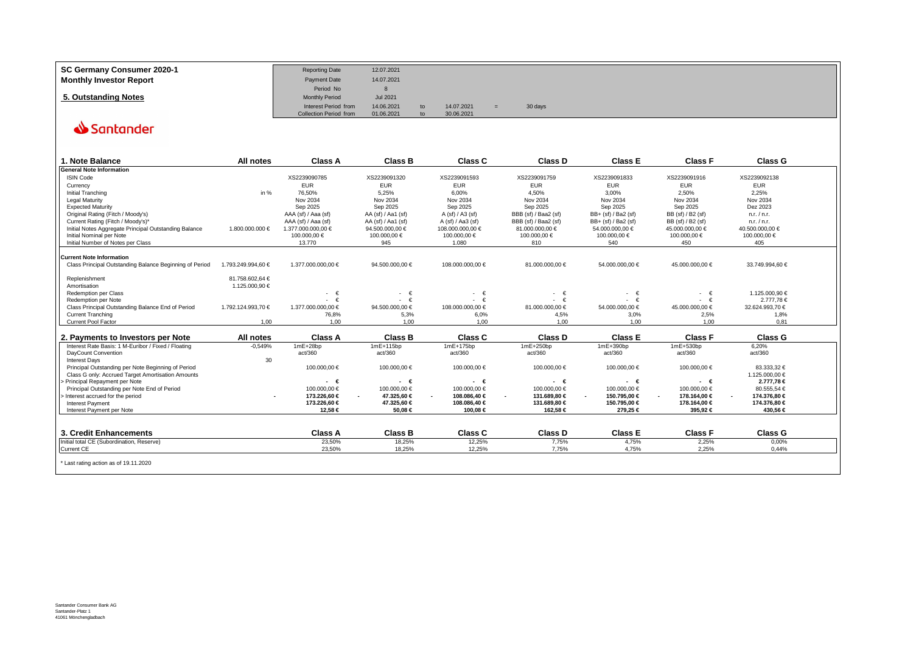**SC Germany Consumer 2020-1**
**Monthly Investor Report**

## 5. Outstanding Notes

| | | | | | |
|---|---|---|---|---|---|
| Reporting Date | 12.07.2021 | | | | |
| Payment Date | 14.07.2021 | | | | |
| Period No | 8 | | | | |
| Monthly Period | Jul 2021 | | | | |
| Interest Period from | 14.06.2021 | to | 14.07.2021 | = | 30 days |
| Collection Period from | 01.06.2021 | to | 30.06.2021 | | |

Santander

| 1. Note Balance | All notes | Class A | Class B | Class C | Class D | Class E | Class F | Class G |
|---|---|---|---|---|---|---|---|---|
| **General Note Information** | | | | | | | | |
| ISIN Code | | XS2239090785 | XS2239091320 | XS2239091593 | XS2239091759 | XS2239091833 | XS2239091916 | XS2239092138 |
| Currency | | EUR | EUR | EUR | EUR | EUR | EUR | EUR |
| Initial Tranching | in % | 76,50% | 5,25% | 6,00% | 4,50% | 3,00% | 2,50% | 2,25% |
| Legal Maturity | | Nov 2034 | Nov 2034 | Nov 2034 | Nov 2034 | Nov 2034 | Nov 2034 | Nov 2034 |
| Expected Maturity | | Sep 2025 | Sep 2025 | Sep 2025 | Sep 2025 | Sep 2025 | Sep 2025 | Dez 2023 |
| Original Rating (Fitch / Moody's) | | AAA (sf) / Aaa (sf) | AA (sf) / Aa1 (sf) | A (sf) / A3 (sf) | BBB (sf) / Baa2 (sf) | BB+ (sf) / Ba2 (sf) | BB (sf) / B2 (sf) | n.r. / n.r. |
| Current Rating (Fitch / Moody's)* | | AAA (sf) / Aaa (sf) | AA (sf) / Aa1 (sf) | A (sf) / Aa3 (sf) | BBB (sf) / Baa2 (sf) | BB+ (sf) / Ba2 (sf) | BB (sf) / B2 (sf) | n.r. / n.r. |
| Initial Notes Aggregate Principal Outstanding Balance | 1.800.000.000 € | 1.377.000.000,00 € | 94.500.000,00 € | 108.000.000,00 € | 81.000.000,00 € | 54.000.000,00 € | 45.000.000,00 € | 40.500.000,00 € |
| Initial Nominal per Note | | 100.000,00 € | 100.000,00 € | 100.000,00 € | 100.000,00 € | 100.000,00 € | 100.000,00 € | 100.000,00 € |
| Initial Number of Notes per Class | | 13.770 | 945 | 1.080 | 810 | 540 | 450 | 405 |
| **Current Note Information** | | | | | | | | |
| Class Principal Outstanding Balance Beginning of Period | 1.793.249.994,60 € | 1.377.000.000,00 € | 94.500.000,00 € | 108.000.000,00 € | 81.000.000,00 € | 54.000.000,00 € | 45.000.000,00 € | 33.749.994,60 € |
| Replenishment | 81.758.602,64 € | | | | | | | |
| Amortisation | 1.125.000,90 € | | | | | | | |
| Redemption per Class | | - € | - € | - € | - € | - € | - € | 1.125.000,90 € |
| Redemption per Note | | - € | - € | - € | - € | - € | - € | 2.777,78 € |
| Class Principal Outstanding Balance End of Period | 1.792.124.993,70 € | 1.377.000.000,00 € | 94.500.000,00 € | 108.000.000,00 € | 81.000.000,00 € | 54.000.000,00 € | 45.000.000,00 € | 32.624.993,70 € |
| Current Tranching | | 76,8% | 5,3% | 6,0% | 4,5% | 3,0% | 2,5% | 1,8% |
| Current Pool Factor | 1,00 | 1,00 | 1,00 | 1,00 | 1,00 | 1,00 | 1,00 | 0,81 |

| 2. Payments to Investors per Note | All notes | Class A | Class B | Class C | Class D | Class E | Class F | Class G |
|---|---|---|---|---|---|---|---|---|
| Interest Rate Basis: 1 M-Euribor / Fixed / Floating | -0,549% | 1mE+28bp | 1mE+115bp | 1mE+175bp | 1mE+250bp | 1mE+390bp | 1mE+530bp | 6,20% |
| DayCount Convention | | act/360 | act/360 | act/360 | act/360 | act/360 | act/360 | act/360 |
| Interest Days | 30 | | | | | | | |
| Principal Outstanding per Note Beginning of Period | | 100.000,00 € | 100.000,00 € | 100.000,00 € | 100.000,00 € | 100.000,00 € | 100.000,00 € | 83.333,32 € |
| Class G only: Accrued Target Amortisation Amounts | | | | | | | | 1.125.000,00 € |
| > Principal Repayment per Note | | **- €** | **- €** | **- €** | **- €** | **- €** | **- €** | **2.777,78 €** |
| Principal Outstanding per Note End of Period | | 100.000,00 € | 100.000,00 € | 100.000,00 € | 100.000,00 € | 100.000,00 € | 100.000,00 € | 80.555,54 € |
| > Interest accrued for the period | - | **173.226,60 €** | **- 47.325,60 €** | **- 108.086,40 €** | **- 131.689,80 €** | **- 150.795,00 €** | **- 178.164,00 €** | **- 174.376,80 €** |
| Interest Payment | | **173.226,60 €** | **47.325,60 €** | **108.086,40 €** | **131.689,80 €** | **150.795,00 €** | **178.164,00 €** | **174.376,80 €** |
| Interest Payment per Note | | **12,58 €** | **50,08 €** | **100,08 €** | **162,58 €** | **279,25 €** | **395,92 €** | **430,56 €** |

| 3. Credit Enhancements | Class A | Class B | Class C | Class D | Class E | Class F | Class G |
|---|---|---|---|---|---|---|---|
| Initial total CE (Subordination, Reserve) | 23,50% | 18,25% | 12,25% | 7,75% | 4,75% | 2,25% | 0,00% |
| Current CE | 23,50% | 18,25% | 12,25% | 7,75% | 4,75% | 2,25% | 0,44% |

* Last rating action as of 19.11.2020

Santander Consumer Bank AG
Santander-Platz 1
41061 Mönchengladbach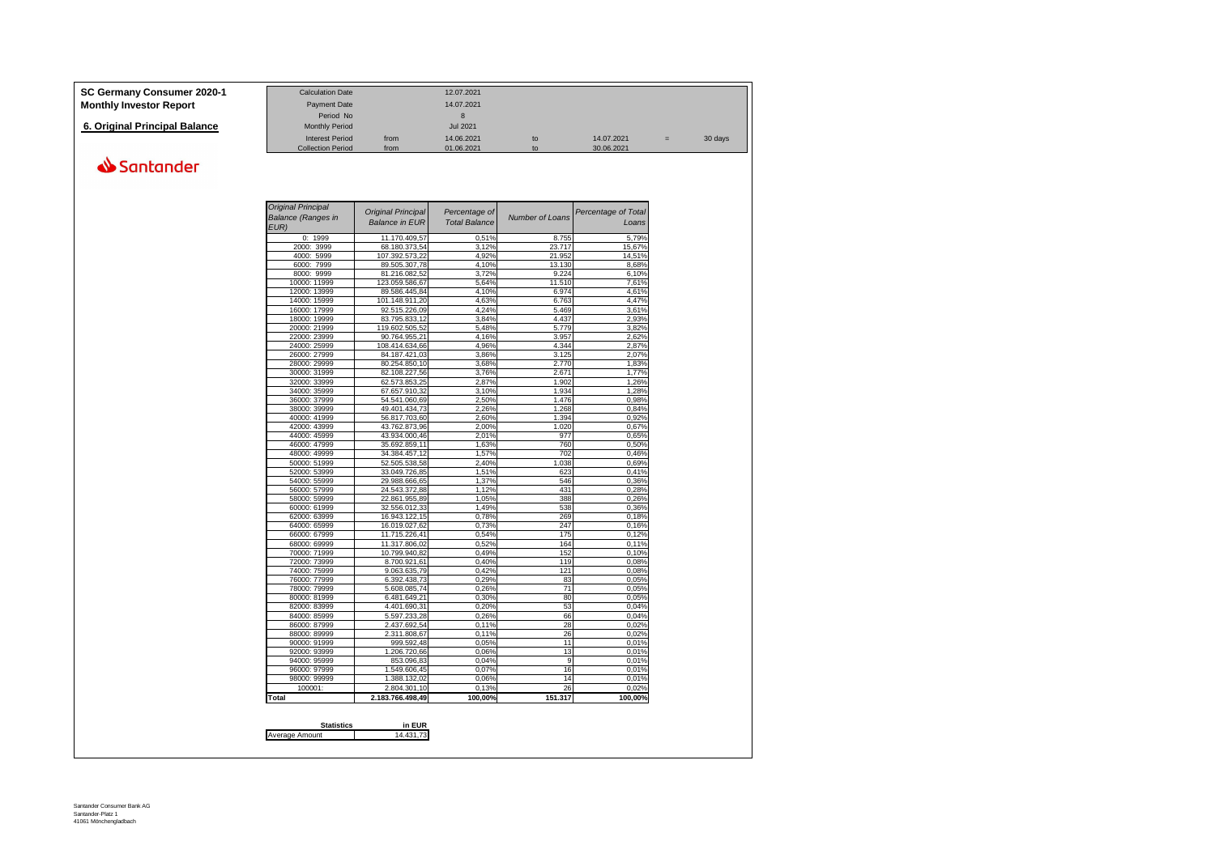**SC Germany Consumer 2020-1**
**Monthly Investor Report**

**6. Original Principal Balance**

Santander

| Calculation Date | | 12.07.2021 | | | | |
|---|---|---|---|---|---|---|
| Payment Date | | 14.07.2021 | | | | |
| Period No | | 8 | | | | |
| Monthly Period | | Jul 2021 | | | | |
| Interest Period | from | 14.06.2021 | to | 14.07.2021 | = | 30 days |
| Collection Period | from | 01.06.2021 | to | 30.06.2021 | | |

| *Original Principal Balance (Ranges in EUR)* | *Original Principal Balance in EUR* | *Percentage of Total Balance* | *Number of Loans* | *Percentage of Total Loans* |
|---|---|---|---|---|
| 0: 1999 | 11.170.409,57 | 0,51% | 8.755 | 5,79% |
| 2000: 3999 | 68.180.373,54 | 3,12% | 23.717 | 15,67% |
| 4000: 5999 | 107.392.573,22 | 4,92% | 21.952 | 14,51% |
| 6000: 7999 | 89.505.307,78 | 4,10% | 13.130 | 8,68% |
| 8000: 9999 | 81.216.082,52 | 3,72% | 9.224 | 6,10% |
| 10000: 11999 | 123.059.586,67 | 5,64% | 11.510 | 7,61% |
| 12000: 13999 | 89.586.445,84 | 4,10% | 6.974 | 4,61% |
| 14000: 15999 | 101.148.911,20 | 4,63% | 6.763 | 4,47% |
| 16000: 17999 | 92.515.226,09 | 4,24% | 5.469 | 3,61% |
| 18000: 19999 | 83.795.833,12 | 3,84% | 4.437 | 2,93% |
| 20000: 21999 | 119.602.505,52 | 5,48% | 5.779 | 3,82% |
| 22000: 23999 | 90.764.955,21 | 4,16% | 3.957 | 2,62% |
| 24000: 25999 | 108.414.634,66 | 4,96% | 4.344 | 2,87% |
| 26000: 27999 | 84.187.421,03 | 3,86% | 3.125 | 2,07% |
| 28000: 29999 | 80.254.850,10 | 3,68% | 2.770 | 1,83% |
| 30000: 31999 | 82.108.227,56 | 3,76% | 2.671 | 1,77% |
| 32000: 33999 | 62.573.853,25 | 2,87% | 1.902 | 1,26% |
| 34000: 35999 | 67.657.910,32 | 3,10% | 1.934 | 1,28% |
| 36000: 37999 | 54.541.060,69 | 2,50% | 1.476 | 0,98% |
| 38000: 39999 | 49.401.434,73 | 2,26% | 1.268 | 0,84% |
| 40000: 41999 | 56.817.703,60 | 2,60% | 1.394 | 0,92% |
| 42000: 43999 | 43.762.873,96 | 2,00% | 1.020 | 0,67% |
| 44000: 45999 | 43.934.000,46 | 2,01% | 977 | 0,65% |
| 46000: 47999 | 35.692.859,11 | 1,63% | 760 | 0,50% |
| 48000: 49999 | 34.384.457,12 | 1,57% | 702 | 0,46% |
| 50000: 51999 | 52.505.538,58 | 2,40% | 1.038 | 0,69% |
| 52000: 53999 | 33.049.726,85 | 1,51% | 623 | 0,41% |
| 54000: 55999 | 29.988.666,65 | 1,37% | 546 | 0,36% |
| 56000: 57999 | 24.543.372,88 | 1,12% | 431 | 0,28% |
| 58000: 59999 | 22.861.955,89 | 1,05% | 388 | 0,26% |
| 60000: 61999 | 32.556.012,33 | 1,49% | 538 | 0,36% |
| 62000: 63999 | 16.943.122,15 | 0,78% | 269 | 0,18% |
| 64000: 65999 | 16.019.027,62 | 0,73% | 247 | 0,16% |
| 66000: 67999 | 11.715.226,41 | 0,54% | 175 | 0,12% |
| 68000: 69999 | 11.317.806,02 | 0,52% | 164 | 0,11% |
| 70000: 71999 | 10.799.940,82 | 0,49% | 152 | 0,10% |
| 72000: 73999 | 8.700.921,61 | 0,40% | 119 | 0,08% |
| 74000: 75999 | 9.063.635,79 | 0,42% | 121 | 0,08% |
| 76000: 77999 | 6.392.438,73 | 0,29% | 83 | 0,05% |
| 78000: 79999 | 5.608.085,74 | 0,26% | 71 | 0,05% |
| 80000: 81999 | 6.481.649,21 | 0,30% | 80 | 0,05% |
| 82000: 83999 | 4.401.690,31 | 0,20% | 53 | 0,04% |
| 84000: 85999 | 5.597.233,28 | 0,26% | 66 | 0,04% |
| 86000: 87999 | 2.437.692,54 | 0,11% | 28 | 0,02% |
| 88000: 89999 | 2.311.808,67 | 0,11% | 26 | 0,02% |
| 90000: 91999 | 999.592,48 | 0,05% | 11 | 0,01% |
| 92000: 93999 | 1.206.720,66 | 0,06% | 13 | 0,01% |
| 94000: 95999 | 853.096,83 | 0,04% | 9 | 0,01% |
| 96000: 97999 | 1.549.606,45 | 0,07% | 16 | 0,01% |
| 98000: 99999 | 1.388.132,02 | 0,06% | 14 | 0,01% |
| 100001: | 2.804.301,10 | 0,13% | 26 | 0,02% |
| **Total** | **2.183.766.498,49** | **100,00%** | **151.317** | **100,00%** |

| **Statistics** | **in EUR** |
|---|---|
| Average Amount | 14.431,73 |

Santander Consumer Bank AG
Santander-Platz 1
41061 Mönchengladbach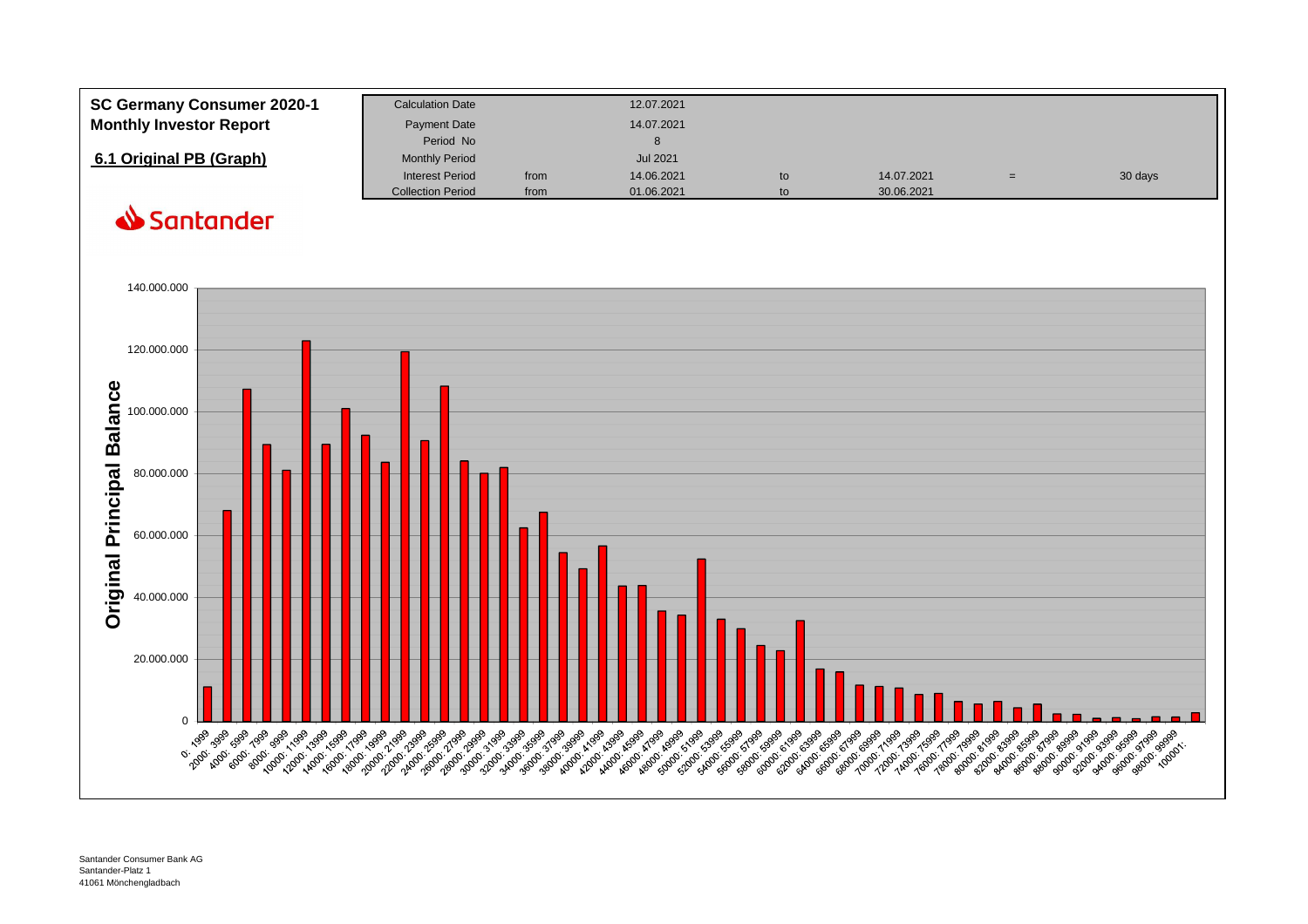# SC Germany Consumer 2020-1
# Monthly Investor Report

## 6.1 Original PB (Graph)

| Calculation Date | | 12.07.2021 | | | | |
|---|---|---|---|---|---|---|
| Payment Date | | 14.07.2021 | | | | |
| Period No | | 8 | | | | |
| Monthly Period | | Jul 2021 | | | | |
| Interest Period | from | 14.06.2021 | to | 14.07.2021 | = | 30 days |
| Collection Period | from | 01.06.2021 | to | 30.06.2021 | | |

Santander

Original Principal Balance

140.000.000
120.000.000
100.000.000
80.000.000
60.000.000
40.000.000
20.000.000
0

0- 1999, 2000- 3999, 4000- 5999, 6000- 7999, 8000- 9999, 10000- 11999, 12000- 13999, 14000- 15999, 16000- 17999, 18000- 19999, 20000- 21999, 22000- 23999, 24000- 25999, 26000- 27999, 28000- 29999, 30000- 31999, 32000- 33999, 34000- 35999, 36000- 37999, 38000- 39999, 40000- 41999, 42000- 43999, 44000- 45999, 46000- 47999, 48000- 49999, 50000- 51999, 52000- 53999, 54000- 55999, 56000- 57999, 58000- 59999, 60000- 61999, 62000- 63999, 64000- 65999, 66000- 67999, 68000- 69999, 70000- 71999, 72000- 73999, 74000- 75999, 76000- 77999, 78000- 79999, 80000- 81999, 82000- 83999, 84000- 85999, 86000- 87999, 88000- 89999, 90000- 91999, 92000- 93999, 94000- 95999, 96000- 97999, 98000- 99999, 100001-

Santander Consumer Bank AG
Santander-Platz 1
41061 Mönchengladbach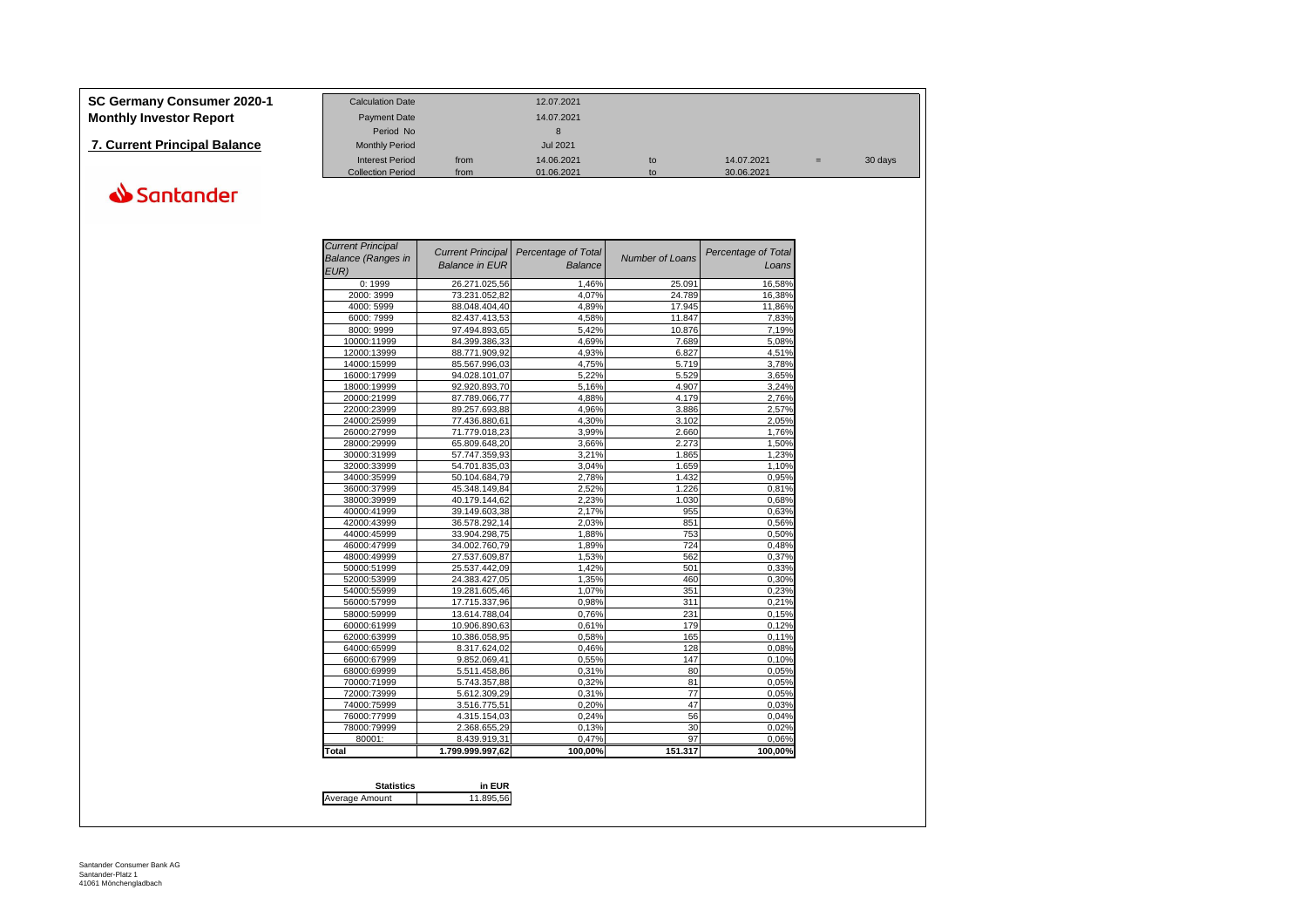# SC Germany Consumer 2020-1
# Monthly Investor Report

## 7. Current Principal Balance

| | | | | | | |
|---|---|---|---|---|---|---|
| Calculation Date | | 12.07.2021 | | | | |
| Payment Date | | 14.07.2021 | | | | |
| Period No | | 8 | | | | |
| Monthly Period | | Jul 2021 | | | | |
| Interest Period | from | 14.06.2021 | to | 14.07.2021 | = | 30 days |
| Collection Period | from | 01.06.2021 | to | 30.06.2021 | | |

Santander

| *Current Principal Balance (Ranges in EUR)* | *Current Principal Balance in EUR* | *Percentage of Total Balance* | *Number of Loans* | *Percentage of Total Loans* |
|---|---|---|---|---|
| 0: 1999 | 26.271.025,56 | 1,46% | 25.091 | 16,58% |
| 2000: 3999 | 73.231.052,82 | 4,07% | 24.789 | 16,38% |
| 4000: 5999 | 88.048.404,40 | 4,89% | 17.945 | 11,86% |
| 6000: 7999 | 82.437.413,53 | 4,58% | 11.847 | 7,83% |
| 8000: 9999 | 97.494.893,65 | 5,42% | 10.876 | 7,19% |
| 10000:11999 | 84.399.386,33 | 4,69% | 7.689 | 5,08% |
| 12000:13999 | 88.771.909,92 | 4,93% | 6.827 | 4,51% |
| 14000:15999 | 85.567.996,03 | 4,75% | 5.719 | 3,78% |
| 16000:17999 | 94.028.101,07 | 5,22% | 5.529 | 3,65% |
| 18000:19999 | 92.920.893,70 | 5,16% | 4.907 | 3,24% |
| 20000:21999 | 87.789.066,77 | 4,88% | 4.179 | 2,76% |
| 22000:23999 | 89.257.693,88 | 4,96% | 3.886 | 2,57% |
| 24000:25999 | 77.436.880,61 | 4,30% | 3.102 | 2,05% |
| 26000:27999 | 71.779.018,23 | 3,99% | 2.660 | 1,76% |
| 28000:29999 | 65.809.648,20 | 3,66% | 2.273 | 1,50% |
| 30000:31999 | 57.747.359,93 | 3,21% | 1.865 | 1,23% |
| 32000:33999 | 54.701.835,03 | 3,04% | 1.659 | 1,10% |
| 34000:35999 | 50.104.684,79 | 2,78% | 1.432 | 0,95% |
| 36000:37999 | 45.348.149,84 | 2,52% | 1.226 | 0,81% |
| 38000:39999 | 40.179.144,62 | 2,23% | 1.030 | 0,68% |
| 40000:41999 | 39.149.603,38 | 2,17% | 955 | 0,63% |
| 42000:43999 | 36.578.292,14 | 2,03% | 851 | 0,56% |
| 44000:45999 | 33.904.298,75 | 1,88% | 753 | 0,50% |
| 46000:47999 | 34.002.760,79 | 1,89% | 724 | 0,48% |
| 48000:49999 | 27.537.609,87 | 1,53% | 562 | 0,37% |
| 50000:51999 | 25.537.442,09 | 1,42% | 501 | 0,33% |
| 52000:53999 | 24.383.427,05 | 1,35% | 460 | 0,30% |
| 54000:55999 | 19.281.605,46 | 1,07% | 351 | 0,23% |
| 56000:57999 | 17.715.337,96 | 0,98% | 311 | 0,21% |
| 58000:59999 | 13.614.788,04 | 0,76% | 231 | 0,15% |
| 60000:61999 | 10.906.890,63 | 0,61% | 179 | 0,12% |
| 62000:63999 | 10.386.058,95 | 0,58% | 165 | 0,11% |
| 64000:65999 | 8.317.624,02 | 0,46% | 128 | 0,08% |
| 66000:67999 | 9.852.069,41 | 0,55% | 147 | 0,10% |
| 68000:69999 | 5.511.458,86 | 0,31% | 80 | 0,05% |
| 70000:71999 | 5.743.357,88 | 0,32% | 81 | 0,05% |
| 72000:73999 | 5.612.309,29 | 0,31% | 77 | 0,05% |
| 74000:75999 | 3.516.775,51 | 0,20% | 47 | 0,03% |
| 76000:77999 | 4.315.154,03 | 0,24% | 56 | 0,04% |
| 78000:79999 | 2.368.655,29 | 0,13% | 30 | 0,02% |
| 80001: | 8.439.919,31 | 0,47% | 97 | 0,06% |
| **Total** | **1.799.999.997,62** | **100,00%** | **151.317** | **100,00%** |

| **Statistics** | **in EUR** |
|---|---|
| Average Amount | 11.895,56 |

Santander Consumer Bank AG
Santander-Platz 1
41061 Mönchengladbach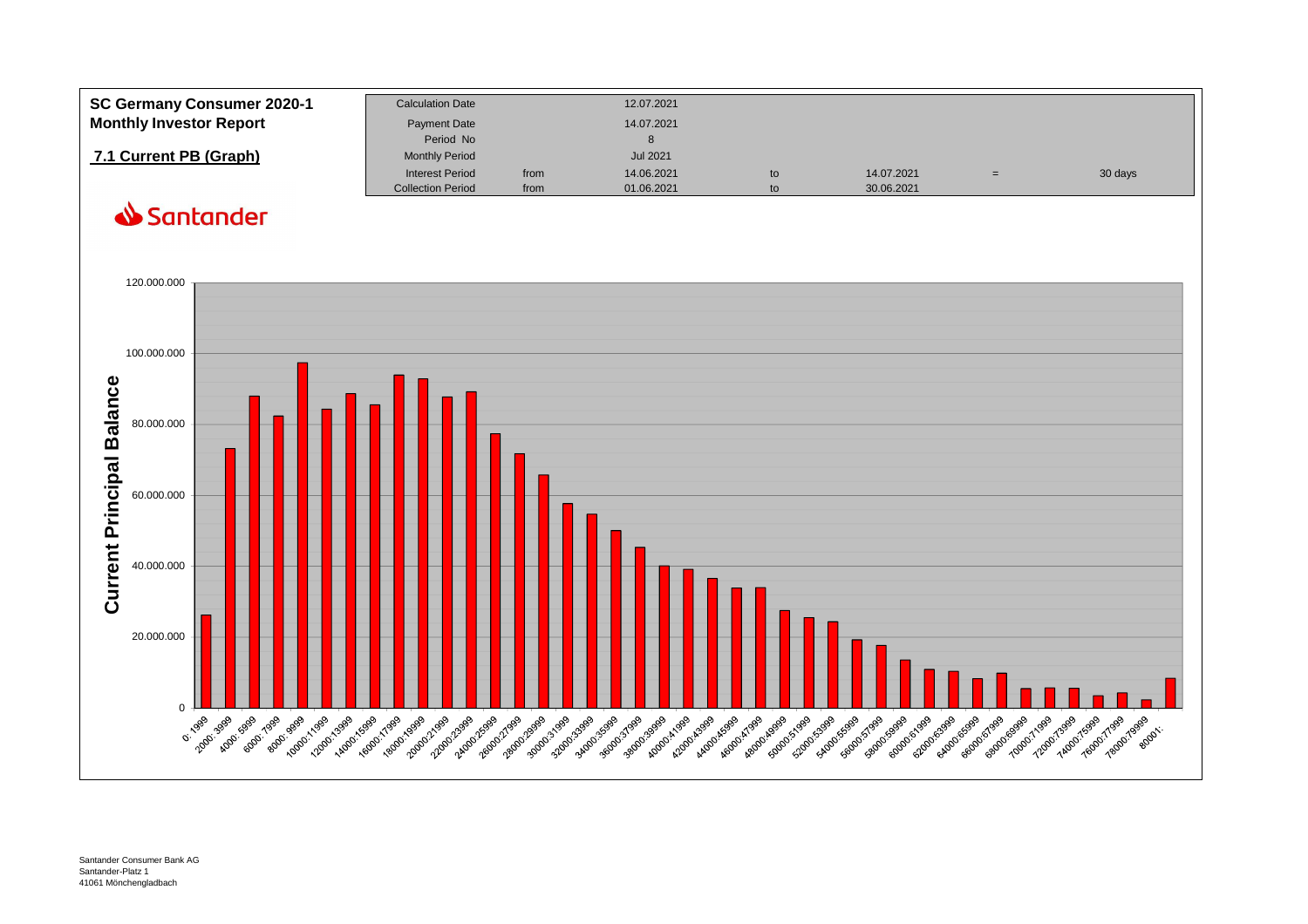**SC Germany Consumer 2020-1**
**Monthly Investor Report**

**7.1 Current PB (Graph)**

| | | | | | | |
|---|---|---|---|---|---|---|
| Calculation Date | | 12.07.2021 | | | | |
| Payment Date | | 14.07.2021 | | | | |
| Period No | | 8 | | | | |
| Monthly Period | | Jul 2021 | | | | |
| Interest Period | from | 14.06.2021 | to | 14.07.2021 | = | 30 days |
| Collection Period | from | 01.06.2021 | to | 30.06.2021 | | |

Santander

Current Principal Balance

120.000.000
100.000.000
80.000.000
60.000.000
40.000.000
20.000.000
0

0: 1999, 2000: 3999, 4000: 5999, 6000: 7999, 8000: 9999, 10000:11999, 12000:13999, 14000:15999, 16000:17999, 18000:19999, 20000:21999, 22000:23999, 24000:25999, 26000:27999, 28000:29999, 30000:31999, 32000:33999, 34000:35999, 36000:37999, 38000:39999, 40000:41999, 42000:43999, 44000:45999, 46000:47999, 48000:49999, 50000:51999, 52000:53999, 54000:55999, 56000:57999, 58000:59999, 60000:61999, 62000:63999, 64000:65999, 66000:67999, 68000:69999, 70000:71999, 72000:73999, 74000:75999, 76000:77999, 78000:79999, 80001:

Santander Consumer Bank AG
Santander-Platz 1
41061 Mönchengladbach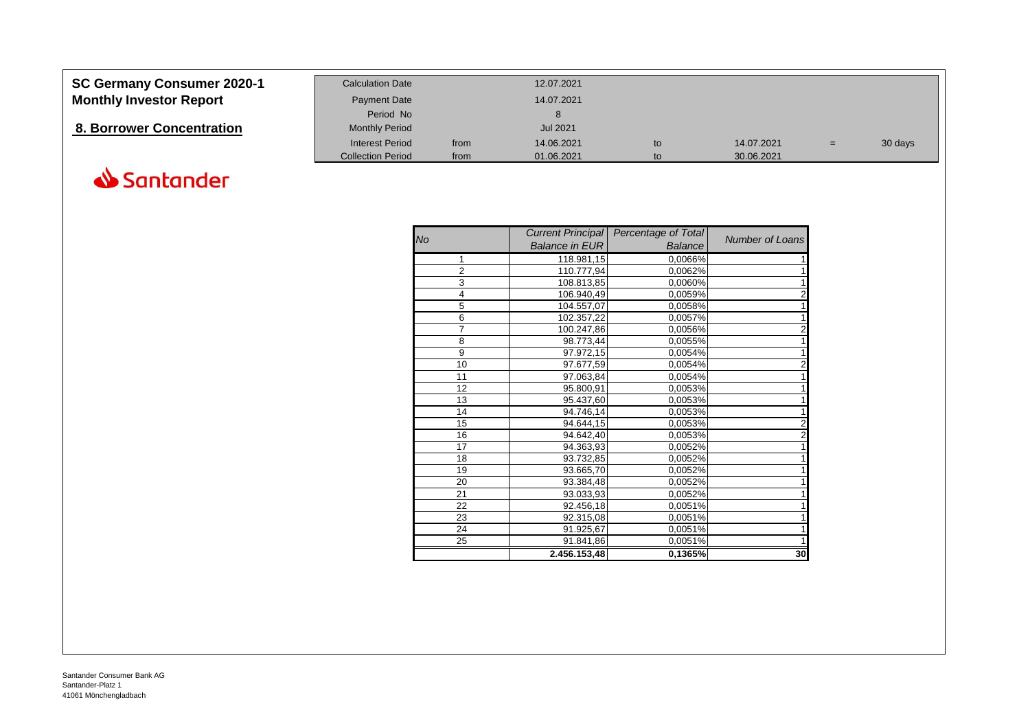# SC Germany Consumer 2020-1
## Monthly Investor Report

## 8. Borrower Concentration

| Calculation Date | | 12.07.2021 | | | | |
|---|---|---|---|---|---|---|
| Payment Date | | 14.07.2021 | | | | |
| Period No | | 8 | | | | |
| Monthly Period | | Jul 2021 | | | | |
| Interest Period | from | 14.06.2021 | to | 14.07.2021 | = | 30 days |
| Collection Period | from | 01.06.2021 | to | 30.06.2021 | | |

Santander

| *No* | *Current Principal Balance in EUR* | *Percentage of Total Balance* | *Number of Loans* |
|---|---|---|---|
| 1 | 118.981,15 | 0,0066% | 1 |
| 2 | 110.777,94 | 0,0062% | 1 |
| 3 | 108.813,85 | 0,0060% | 1 |
| 4 | 106.940,49 | 0,0059% | 2 |
| 5 | 104.557,07 | 0,0058% | 1 |
| 6 | 102.357,22 | 0,0057% | 1 |
| 7 | 100.247,86 | 0,0056% | 2 |
| 8 | 98.773,44 | 0,0055% | 1 |
| 9 | 97.972,15 | 0,0054% | 1 |
| 10 | 97.677,59 | 0,0054% | 2 |
| 11 | 97.063,84 | 0,0054% | 1 |
| 12 | 95.800,91 | 0,0053% | 1 |
| 13 | 95.437,60 | 0,0053% | 1 |
| 14 | 94.746,14 | 0,0053% | 1 |
| 15 | 94.644,15 | 0,0053% | 2 |
| 16 | 94.642,40 | 0,0053% | 2 |
| 17 | 94.363,93 | 0,0052% | 1 |
| 18 | 93.732,85 | 0,0052% | 1 |
| 19 | 93.665,70 | 0,0052% | 1 |
| 20 | 93.384,48 | 0,0052% | 1 |
| 21 | 93.033,93 | 0,0052% | 1 |
| 22 | 92.456,18 | 0,0051% | 1 |
| 23 | 92.315,08 | 0,0051% | 1 |
| 24 | 91.925,67 | 0,0051% | 1 |
| 25 | 91.841,86 | 0,0051% | 1 |
| | **2.456.153,48** | **0,1365%** | **30** |

Santander Consumer Bank AG
Santander-Platz 1
41061 Mönchengladbach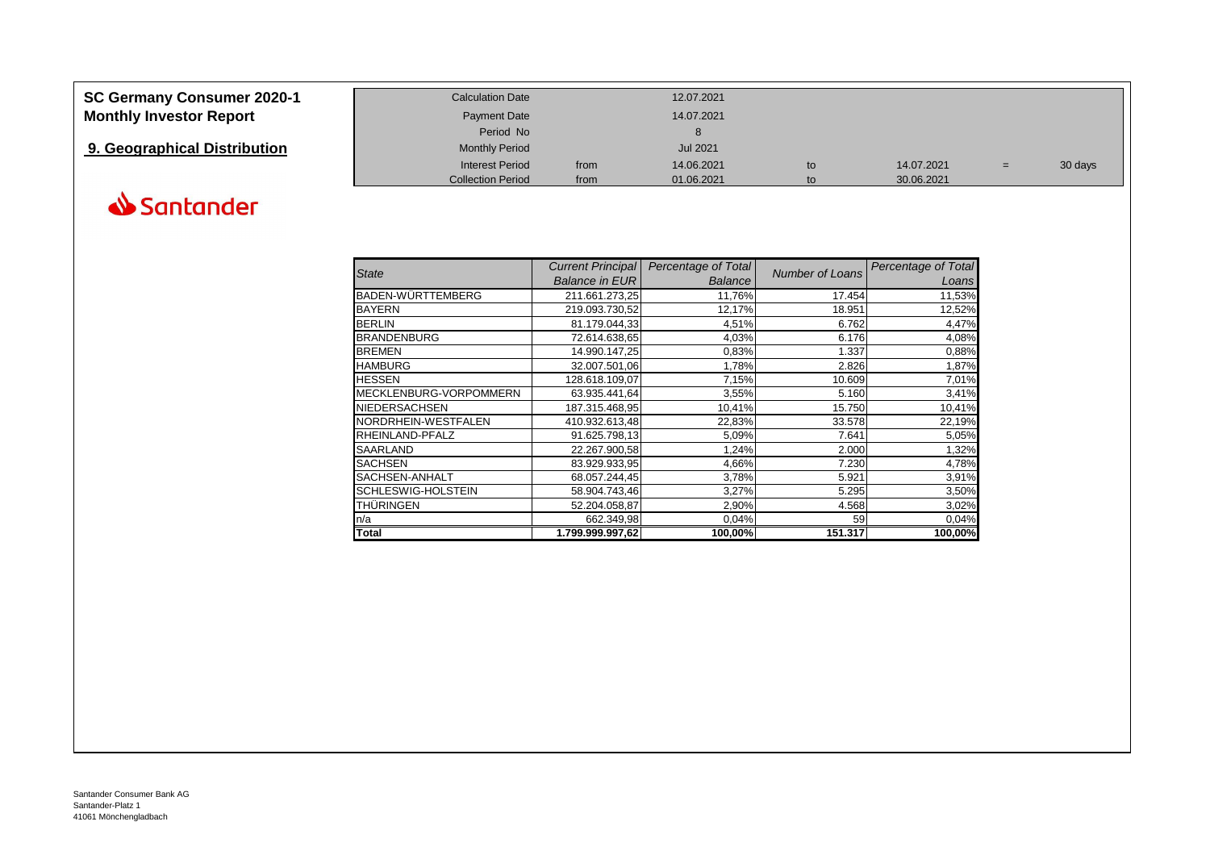# SC Germany Consumer 2020-1
## Monthly Investor Report

## 9. Geographical Distribution

Santander

| | | | | | | |
|---|---|---|---|---|---|---|
| Calculation Date | | 12.07.2021 | | | | |
| Payment Date | | 14.07.2021 | | | | |
| Period No | | 8 | | | | |
| Monthly Period | | Jul 2021 | | | | |
| Interest Period | from | 14.06.2021 | to | 14.07.2021 | = | 30 days |
| Collection Period | from | 01.06.2021 | to | 30.06.2021 | | |

| *State* | *Current Principal Balance in EUR* | *Percentage of Total Balance* | *Number of Loans* | *Percentage of Total Loans* |
|---|---|---|---|---|
| BADEN-WÜRTTEMBERG | 211.661.273,25 | 11,76% | 17.454 | 11,53% |
| BAYERN | 219.093.730,52 | 12,17% | 18.951 | 12,52% |
| BERLIN | 81.179.044,33 | 4,51% | 6.762 | 4,47% |
| BRANDENBURG | 72.614.638,65 | 4,03% | 6.176 | 4,08% |
| BREMEN | 14.990.147,25 | 0,83% | 1.337 | 0,88% |
| HAMBURG | 32.007.501,06 | 1,78% | 2.826 | 1,87% |
| HESSEN | 128.618.109,07 | 7,15% | 10.609 | 7,01% |
| MECKLENBURG-VORPOMMERN | 63.935.441,64 | 3,55% | 5.160 | 3,41% |
| NIEDERSACHSEN | 187.315.468,95 | 10,41% | 15.750 | 10,41% |
| NORDRHEIN-WESTFALEN | 410.932.613,48 | 22,83% | 33.578 | 22,19% |
| RHEINLAND-PFALZ | 91.625.798,13 | 5,09% | 7.641 | 5,05% |
| SAARLAND | 22.267.900,58 | 1,24% | 2.000 | 1,32% |
| SACHSEN | 83.929.933,95 | 4,66% | 7.230 | 4,78% |
| SACHSEN-ANHALT | 68.057.244,45 | 3,78% | 5.921 | 3,91% |
| SCHLESWIG-HOLSTEIN | 58.904.743,46 | 3,27% | 5.295 | 3,50% |
| THÜRINGEN | 52.204.058,87 | 2,90% | 4.568 | 3,02% |
| n/a | 662.349,98 | 0,04% | 59 | 0,04% |
| **Total** | **1.799.999.997,62** | **100,00%** | **151.317** | **100,00%** |

Santander Consumer Bank AG
Santander-Platz 1
41061 Mönchengladbach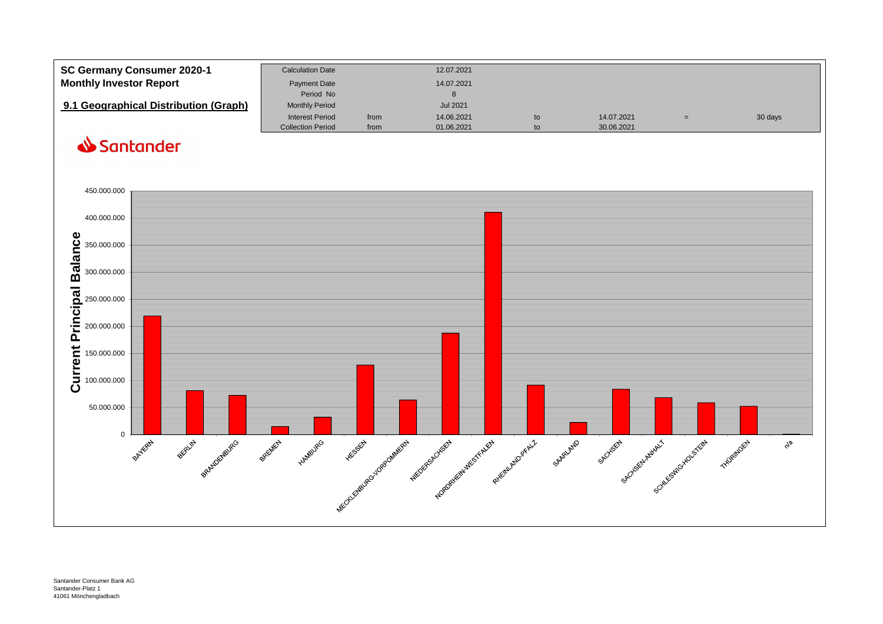# SC Germany Consumer 2020-1
## Monthly Investor Report

### 9.1 Geographical Distribution (Graph)

| Calculation Date | | 12.07.2021 | | | | |
|---|---|---|---|---|---|---|
| Payment Date | | 14.07.2021 | | | | |
| Period No | | 8 | | | | |
| Monthly Period | | Jul 2021 | | | | |
| Interest Period | from | 14.06.2021 | to | 14.07.2021 | = | 30 days |
| Collection Period | from | 01.06.2021 | to | 30.06.2021 | | |

Santander

Current Principal Balance

450.000.000
400.000.000
350.000.000
300.000.000
250.000.000
200.000.000
150.000.000
100.000.000
50.000.000
0

BAYERN, BERLIN, BRANDENBURG, BREMEN, HAMBURG, HESSEN, MECKLENBURG-VORPOMMERN, NIEDERSACHSEN, NORDRHEIN-WESTFALEN, RHEINLAND-PFALZ, SAARLAND, SACHSEN, SACHSEN-ANHALT, SCHLESWIG-HOLSTEIN, THÜRINGEN, n/a

Santander Consumer Bank AG
Santander-Platz 1
41061 Mönchengladbach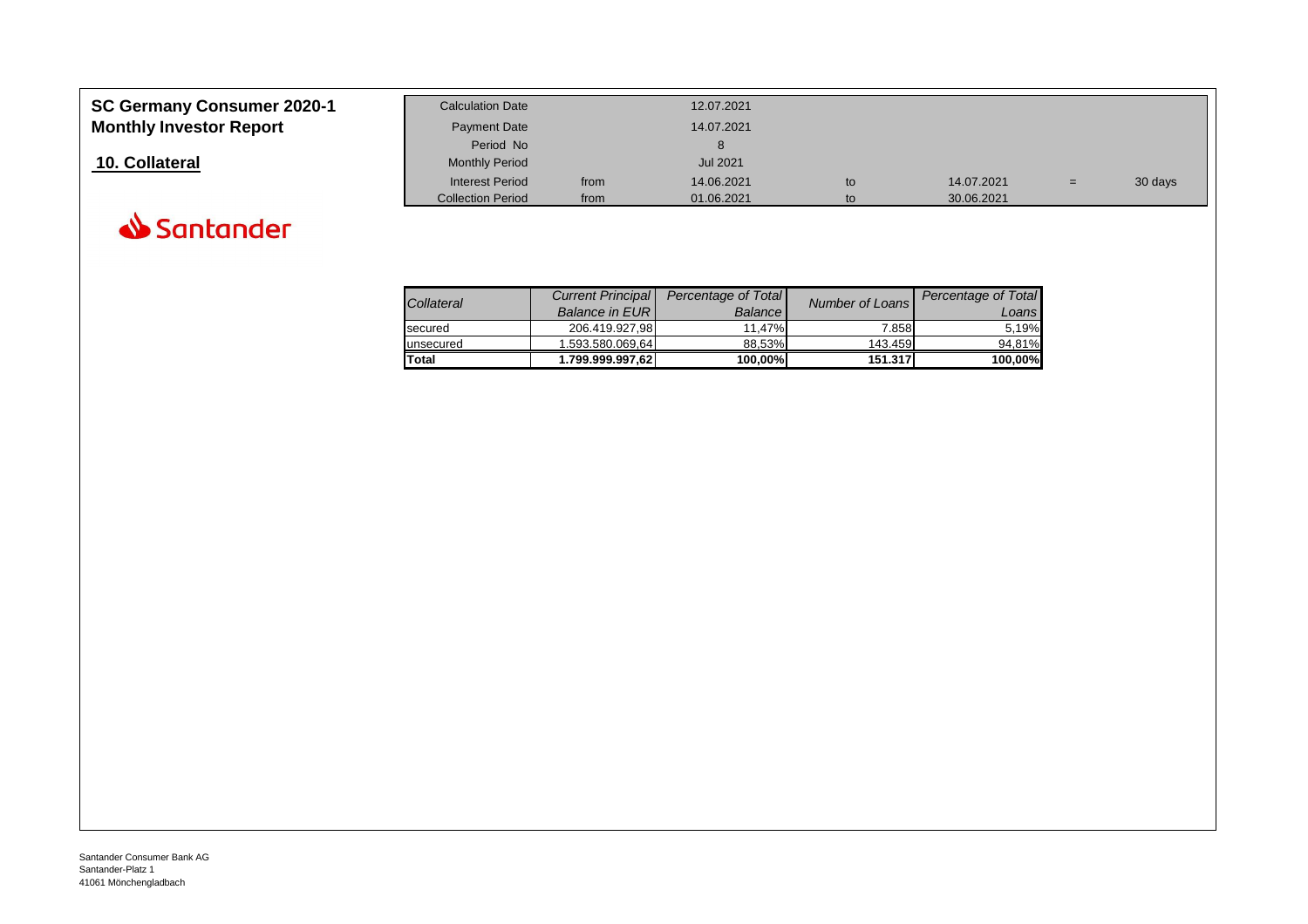# SC Germany Consumer 2020-1
# Monthly Investor Report

## 10. Collateral

| | | | | | | |
|---|---|---|---|---|---|---|
| Calculation Date | | 12.07.2021 | | | | |
| Payment Date | | 14.07.2021 | | | | |
| Period No | | 8 | | | | |
| Monthly Period | | Jul 2021 | | | | |
| Interest Period | from | 14.06.2021 | to | 14.07.2021 | = | 30 days |
| Collection Period | from | 01.06.2021 | to | 30.06.2021 | | |

Santander

| *Collateral* | *Current Principal Balance in EUR* | *Percentage of Total Balance* | *Number of Loans* | *Percentage of Total Loans* |
|---|---|---|---|---|
| secured | 206.419.927,98 | 11,47% | 7.858 | 5,19% |
| unsecured | 1.593.580.069,64 | 88,53% | 143.459 | 94,81% |
| **Total** | **1.799.999.997,62** | **100,00%** | **151.317** | **100,00%** |

Santander Consumer Bank AG
Santander-Platz 1
41061 Mönchengladbach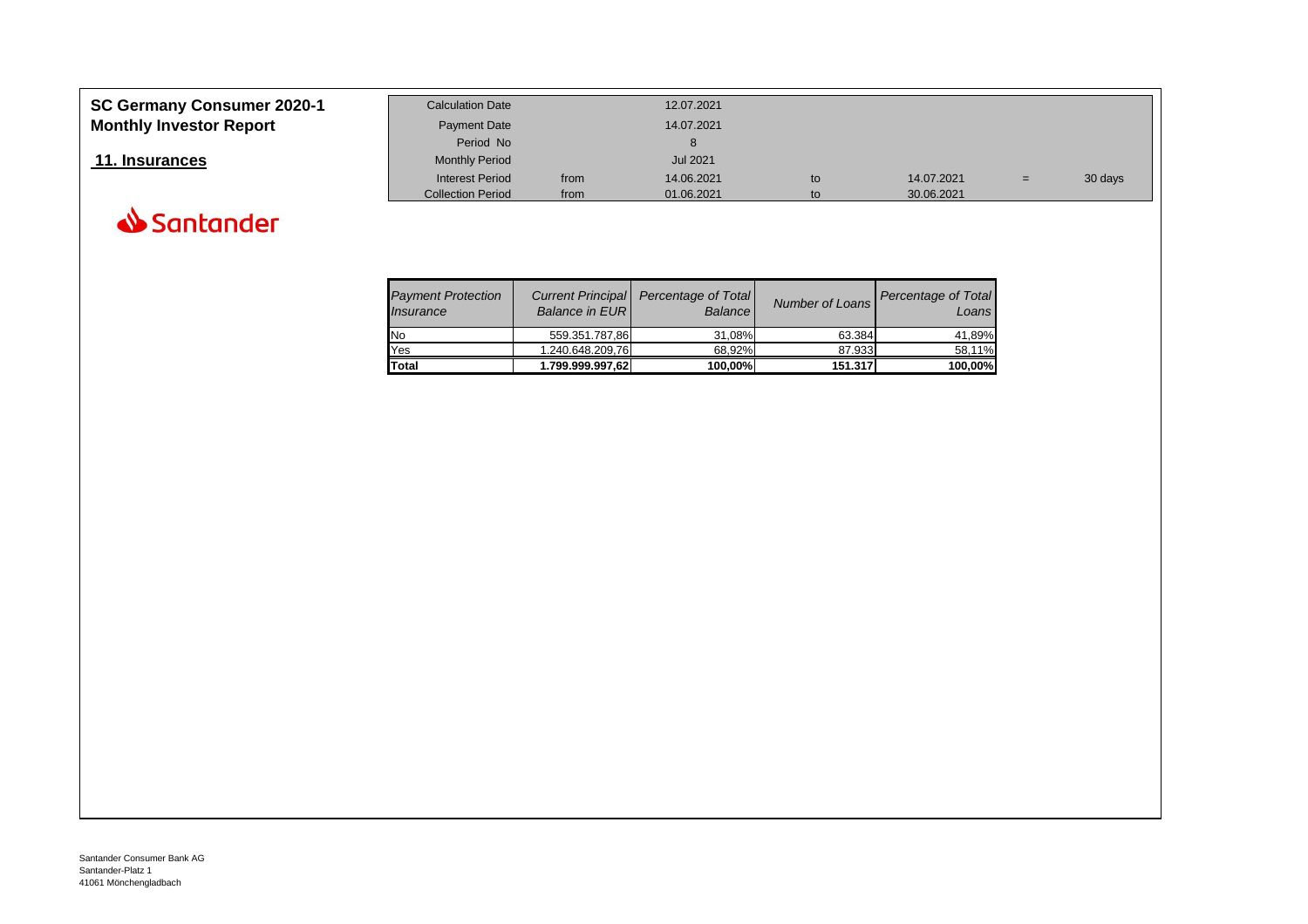# SC Germany Consumer 2020-1
## Monthly Investor Report

## 11. Insurances

Santander

| Calculation Date | | 12.07.2021 | | | | |
|---|---|---|---|---|---|---|
| Payment Date | | 14.07.2021 | | | | |
| Period No | | 8 | | | | |
| Monthly Period | | Jul 2021 | | | | |
| Interest Period | from | 14.06.2021 | to | 14.07.2021 | = | 30 days |
| Collection Period | from | 01.06.2021 | to | 30.06.2021 | | |

| *Payment Protection Insurance* | *Current Principal Balance in EUR* | *Percentage of Total Balance* | *Number of Loans* | *Percentage of Total Loans* |
|---|---|---|---|---|
| No | 559.351.787,86 | 31,08% | 63.384 | 41,89% |
| Yes | 1.240.648.209,76 | 68,92% | 87.933 | 58,11% |
| **Total** | **1.799.999.997,62** | **100,00%** | **151.317** | **100,00%** |

Santander Consumer Bank AG
Santander-Platz 1
41061 Mönchengladbach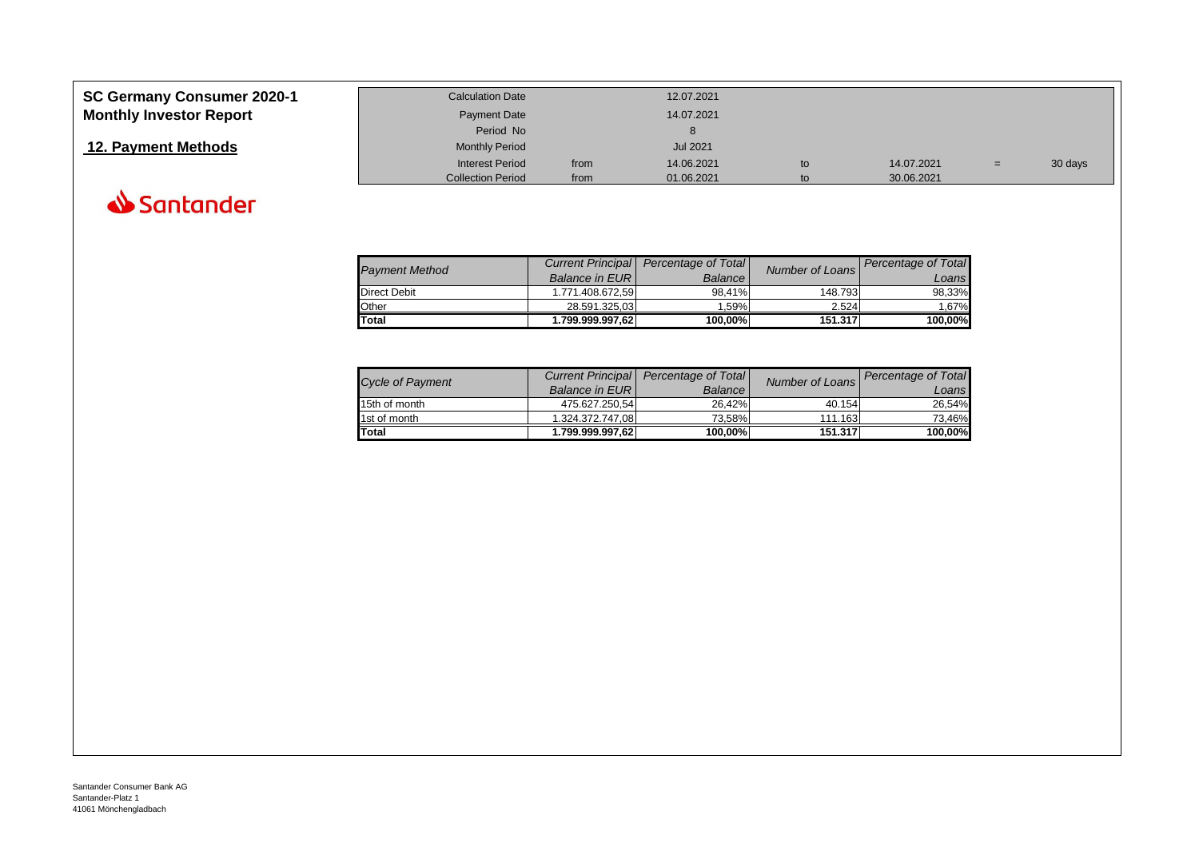# SC Germany Consumer 2020-1
# Monthly Investor Report

## 12. Payment Methods

Santander

| | | | | | | |
|---|---|---|---|---|---|---|
| Calculation Date | | 12.07.2021 | | | | |
| Payment Date | | 14.07.2021 | | | | |
| Period No | | 8 | | | | |
| Monthly Period | | Jul 2021 | | | | |
| Interest Period | from | 14.06.2021 | to | 14.07.2021 | = | 30 days |
| Collection Period | from | 01.06.2021 | to | 30.06.2021 | | |

| *Payment Method* | *Current Principal Balance in EUR* | *Percentage of Total Balance* | *Number of Loans* | *Percentage of Total Loans* |
|---|---|---|---|---|
| Direct Debit | 1.771.408.672,59 | 98,41% | 148.793 | 98,33% |
| Other | 28.591.325,03 | 1,59% | 2.524 | 1,67% |
| **Total** | **1.799.999.997,62** | **100,00%** | **151.317** | **100,00%** |

| *Cycle of Payment* | *Current Principal Balance in EUR* | *Percentage of Total Balance* | *Number of Loans* | *Percentage of Total Loans* |
|---|---|---|---|---|
| 15th of month | 475.627.250,54 | 26,42% | 40.154 | 26,54% |
| 1st of month | 1.324.372.747,08 | 73,58% | 111.163 | 73,46% |
| **Total** | **1.799.999.997,62** | **100,00%** | **151.317** | **100,00%** |

Santander Consumer Bank AG
Santander-Platz 1
41061 Mönchengladbach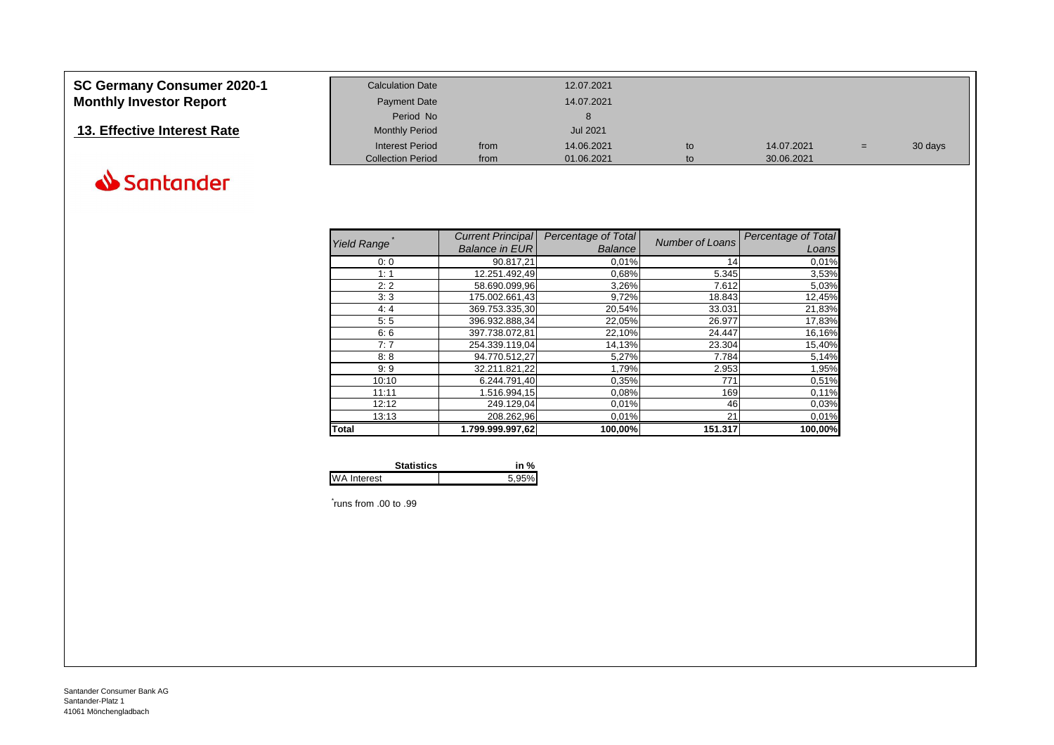# SC Germany Consumer 2020-1
## Monthly Investor Report

## 13. Effective Interest Rate

| | | | | | | |
|---|---|---|---|---|---|---|
| Calculation Date | | 12.07.2021 | | | | |
| Payment Date | | 14.07.2021 | | | | |
| Period No | | 8 | | | | |
| Monthly Period | | Jul 2021 | | | | |
| Interest Period | from | 14.06.2021 | to | 14.07.2021 | = | 30 days |
| Collection Period | from | 01.06.2021 | to | 30.06.2021 | | |

| *Yield Range* * | *Current Principal Balance in EUR* | *Percentage of Total Balance* | *Number of Loans* | *Percentage of Total Loans* |
|---|---|---|---|---|
| 0: 0 | 90.817,21 | 0,01% | 14 | 0,01% |
| 1: 1 | 12.251.492,49 | 0,68% | 5.345 | 3,53% |
| 2: 2 | 58.690.099,96 | 3,26% | 7.612 | 5,03% |
| 3: 3 | 175.002.661,43 | 9,72% | 18.843 | 12,45% |
| 4: 4 | 369.753.335,30 | 20,54% | 33.031 | 21,83% |
| 5: 5 | 396.932.888,34 | 22,05% | 26.977 | 17,83% |
| 6: 6 | 397.738.072,81 | 22,10% | 24.447 | 16,16% |
| 7: 7 | 254.339.119,04 | 14,13% | 23.304 | 15,40% |
| 8: 8 | 94.770.512,27 | 5,27% | 7.784 | 5,14% |
| 9: 9 | 32.211.821,22 | 1,79% | 2.953 | 1,95% |
| 10:10 | 6.244.791,40 | 0,35% | 771 | 0,51% |
| 11:11 | 1.516.994,15 | 0,08% | 169 | 0,11% |
| 12:12 | 249.129,04 | 0,01% | 46 | 0,03% |
| 13:13 | 208.262,96 | 0,01% | 21 | 0,01% |
| **Total** | **1.799.999.997,62** | **100,00%** | **151.317** | **100,00%** |

| **Statistics** | **in %** |
|---|---|
| WA Interest | 5,95% |

* runs from .00 to .99

Santander Consumer Bank AG
Santander-Platz 1
41061 Mönchengladbach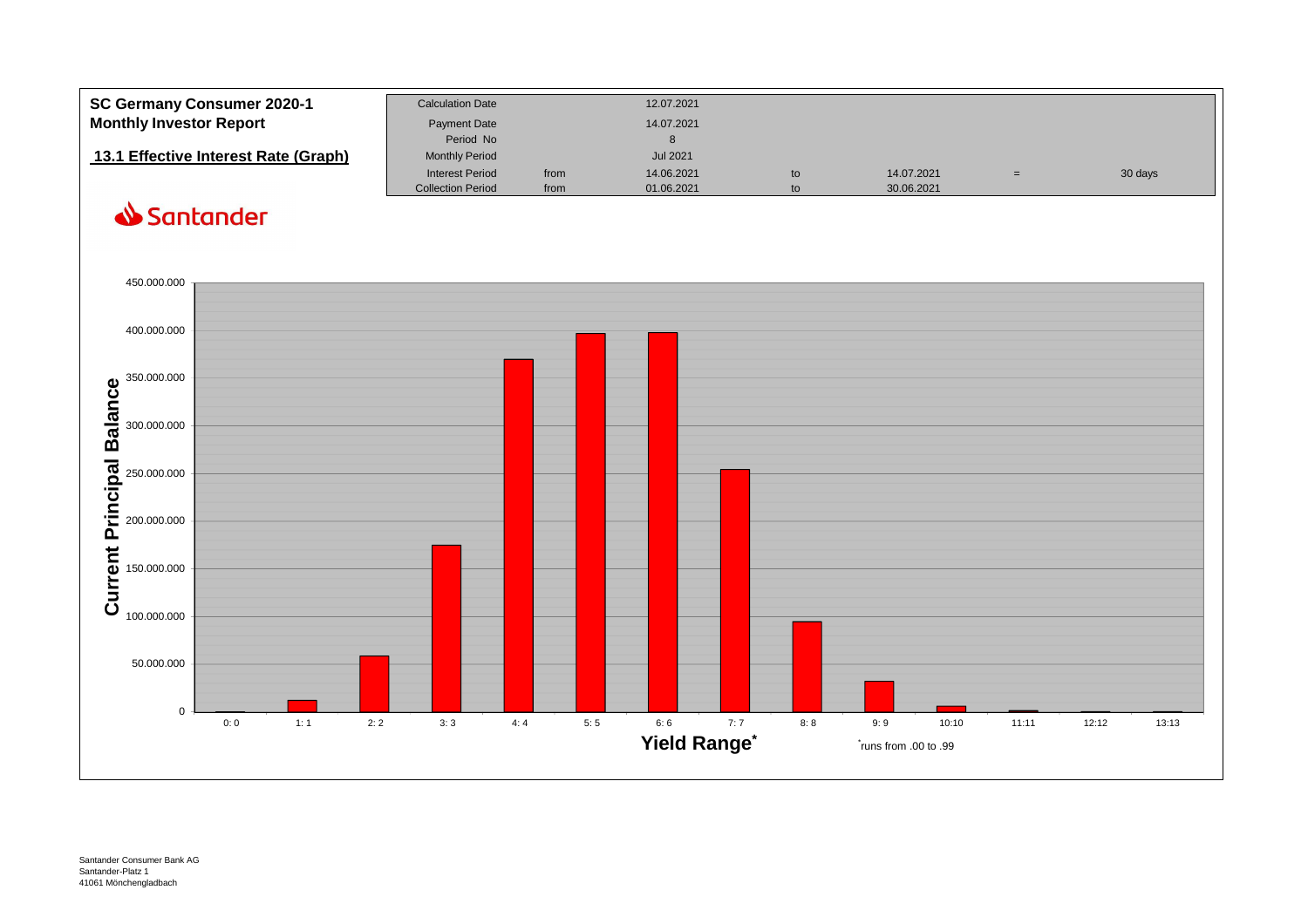**SC Germany Consumer 2020-1**
**Monthly Investor Report**

## 13.1 Effective Interest Rate (Graph)

| Calculation Date | | 12.07.2021 | | | | |
|---|---|---|---|---|---|---|
| Payment Date | | 14.07.2021 | | | | |
| Period No | | 8 | | | | |
| Monthly Period | | Jul 2021 | | | | |
| Interest Period | from | 14.06.2021 | to | 14.07.2021 | = | 30 days |
| Collection Period | from | 01.06.2021 | to | 30.06.2021 | | |

Santander

Current Principal Balance

450.000.000
400.000.000
350.000.000
300.000.000
250.000.000
200.000.000
150.000.000
100.000.000
50.000.000
0

0: 0 | 1: 1 | 2: 2 | 3: 3 | 4: 4 | 5: 5 | 6: 6 | 7: 7 | 8: 8 | 9: 9 | 10:10 | 11:11 | 12:12 | 13:13

**Yield Range***

*runs from .00 to .99

Santander Consumer Bank AG
Santander-Platz 1
41061 Mönchengladbach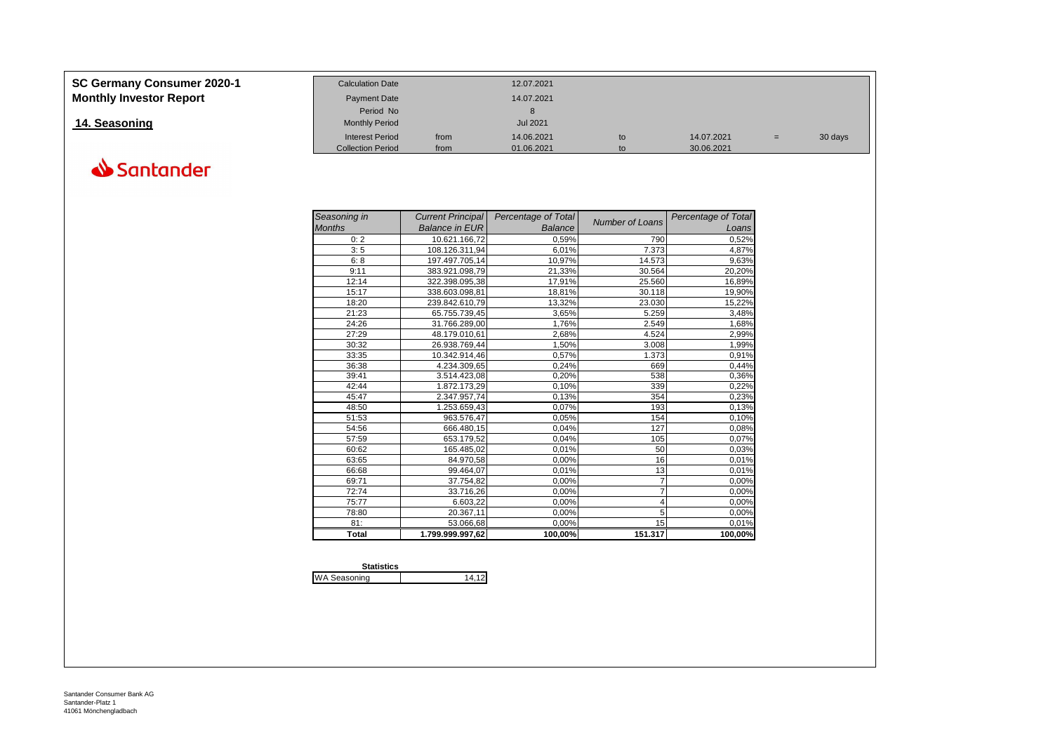# SC Germany Consumer 2020-1
## Monthly Investor Report

## 14. Seasoning

| Calculation Date | | 12.07.2021 | | | | |
|---|---|---|---|---|---|---|
| Payment Date | | 14.07.2021 | | | | |
| Period No | | 8 | | | | |
| Monthly Period | | Jul 2021 | | | | |
| Interest Period | from | 14.06.2021 | to | 14.07.2021 | = | 30 days |
| Collection Period | from | 01.06.2021 | to | 30.06.2021 | | |

| *Seasoning in Months* | *Current Principal Balance in EUR* | *Percentage of Total Balance* | *Number of Loans* | *Percentage of Total Loans* |
|---|---|---|---|---|
| 0: 2 | 10.621.166,72 | 0,59% | 790 | 0,52% |
| 3: 5 | 108.126.311,94 | 6,01% | 7.373 | 4,87% |
| 6: 8 | 197.497.705,14 | 10,97% | 14.573 | 9,63% |
| 9:11 | 383.921.098,79 | 21,33% | 30.564 | 20,20% |
| 12:14 | 322.398.095,38 | 17,91% | 25.560 | 16,89% |
| 15:17 | 338.603.098,81 | 18,81% | 30.118 | 19,90% |
| 18:20 | 239.842.610,79 | 13,32% | 23.030 | 15,22% |
| 21:23 | 65.755.739,45 | 3,65% | 5.259 | 3,48% |
| 24:26 | 31.766.289,00 | 1,76% | 2.549 | 1,68% |
| 27:29 | 48.179.010,61 | 2,68% | 4.524 | 2,99% |
| 30:32 | 26.938.769,44 | 1,50% | 3.008 | 1,99% |
| 33:35 | 10.342.914,46 | 0,57% | 1.373 | 0,91% |
| 36:38 | 4.234.309,65 | 0,24% | 669 | 0,44% |
| 39:41 | 3.514.423,08 | 0,20% | 538 | 0,36% |
| 42:44 | 1.872.173,29 | 0,10% | 339 | 0,22% |
| 45:47 | 2.347.957,74 | 0,13% | 354 | 0,23% |
| 48:50 | 1.253.659,43 | 0,07% | 193 | 0,13% |
| 51:53 | 963.576,47 | 0,05% | 154 | 0,10% |
| 54:56 | 666.480,15 | 0,04% | 127 | 0,08% |
| 57:59 | 653.179,52 | 0,04% | 105 | 0,07% |
| 60:62 | 165.485,02 | 0,01% | 50 | 0,03% |
| 63:65 | 84.970,58 | 0,00% | 16 | 0,01% |
| 66:68 | 99.464,07 | 0,01% | 13 | 0,01% |
| 69:71 | 37.754,82 | 0,00% | 7 | 0,00% |
| 72:74 | 33.716,26 | 0,00% | 7 | 0,00% |
| 75:77 | 6.603,22 | 0,00% | 4 | 0,00% |
| 78:80 | 20.367,11 | 0,00% | 5 | 0,00% |
| 81: | 53.066,68 | 0,00% | 15 | 0,01% |
| **Total** | **1.799.999.997,62** | **100,00%** | **151.317** | **100,00%** |

| **Statistics** | |
|---|---|
| WA Seasoning | 14,12 |

Santander Consumer Bank AG
Santander-Platz 1
41061 Mönchengladbach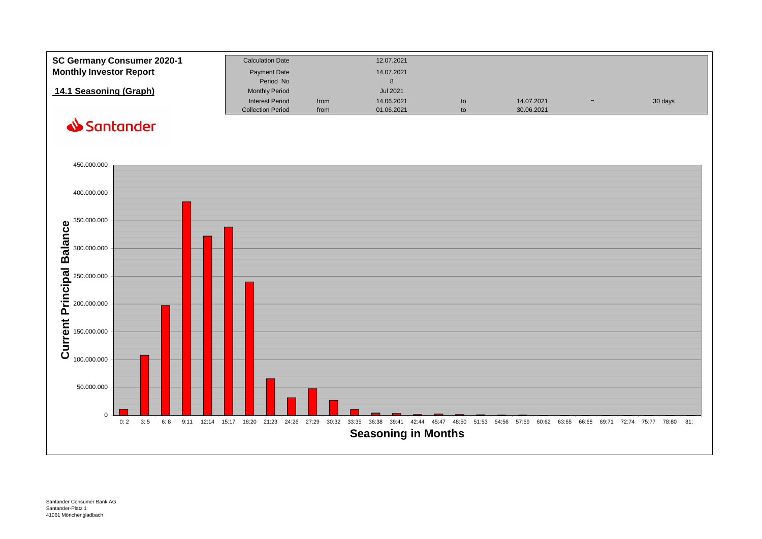**SC Germany Consumer 2020-1**
**Monthly Investor Report**

**14.1 Seasoning (Graph)**

| | | | | | | |
|---|---|---|---|---|---|---|
| Calculation Date | | 12.07.2021 | | | | |
| Payment Date | | 14.07.2021 | | | | |
| Period No | | 8 | | | | |
| Monthly Period | | Jul 2021 | | | | |
| Interest Period | from | 14.06.2021 | to | 14.07.2021 | = | 30 days |
| Collection Period | from | 01.06.2021 | to | 30.06.2021 | | |

Santander

Current Principal Balance

450.000.000
400.000.000
350.000.000
300.000.000
250.000.000
200.000.000
150.000.000
100.000.000
50.000.000
0

0: 2 | 3: 5 | 6: 8 | 9:11 | 12:14 | 15:17 | 18:20 | 21:23 | 24:26 | 27:29 | 30:32 | 33:35 | 36:38 | 39:41 | 42:44 | 45:47 | 48:50 | 51:53 | 54:56 | 57:59 | 60:62 | 63:65 | 66:68 | 69:71 | 72:74 | 75:77 | 78:80 | 81:

**Seasoning in Months**

Santander Consumer Bank AG
Santander-Platz 1
41061 Mönchengladbach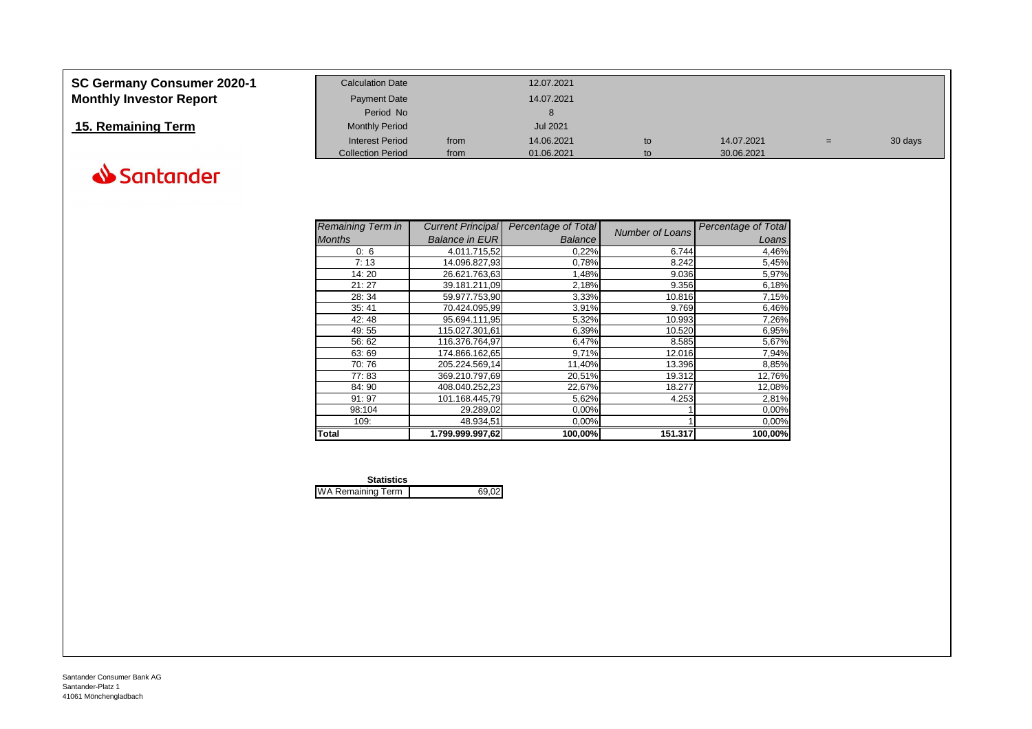# SC Germany Consumer 2020-1
# Monthly Investor Report

## 15. Remaining Term

Santander

| Calculation Date | | 12.07.2021 | | | | |
|---|---|---|---|---|---|---|
| Payment Date | | 14.07.2021 | | | | |
| Period No | | 8 | | | | |
| Monthly Period | | Jul 2021 | | | | |
| Interest Period | from | 14.06.2021 | to | 14.07.2021 | = | 30 days |
| Collection Period | from | 01.06.2021 | to | 30.06.2021 | | |

| *Remaining Term in Months* | *Current Principal Balance in EUR* | *Percentage of Total Balance* | *Number of Loans* | *Percentage of Total Loans* |
|---|---|---|---|---|
| 0: 6 | 4.011.715,52 | 0,22% | 6.744 | 4,46% |
| 7: 13 | 14.096.827,93 | 0,78% | 8.242 | 5,45% |
| 14: 20 | 26.621.763,63 | 1,48% | 9.036 | 5,97% |
| 21: 27 | 39.181.211,09 | 2,18% | 9.356 | 6,18% |
| 28: 34 | 59.977.753,90 | 3,33% | 10.816 | 7,15% |
| 35: 41 | 70.424.095,99 | 3,91% | 9.769 | 6,46% |
| 42: 48 | 95.694.111,95 | 5,32% | 10.993 | 7,26% |
| 49: 55 | 115.027.301,61 | 6,39% | 10.520 | 6,95% |
| 56: 62 | 116.376.764,97 | 6,47% | 8.585 | 5,67% |
| 63: 69 | 174.866.162,65 | 9,71% | 12.016 | 7,94% |
| 70: 76 | 205.224.569,14 | 11,40% | 13.396 | 8,85% |
| 77: 83 | 369.210.797,69 | 20,51% | 19.312 | 12,76% |
| 84: 90 | 408.040.252,23 | 22,67% | 18.277 | 12,08% |
| 91: 97 | 101.168.445,79 | 5,62% | 4.253 | 2,81% |
| 98:104 | 29.289,02 | 0,00% | 1 | 0,00% |
| 109: | 48.934,51 | 0,00% | 1 | 0,00% |
| **Total** | **1.799.999.997,62** | **100,00%** | **151.317** | **100,00%** |

| **Statistics** | |
|---|---|
| WA Remaining Term | 69,02 |

Santander Consumer Bank AG
Santander-Platz 1
41061 Mönchengladbach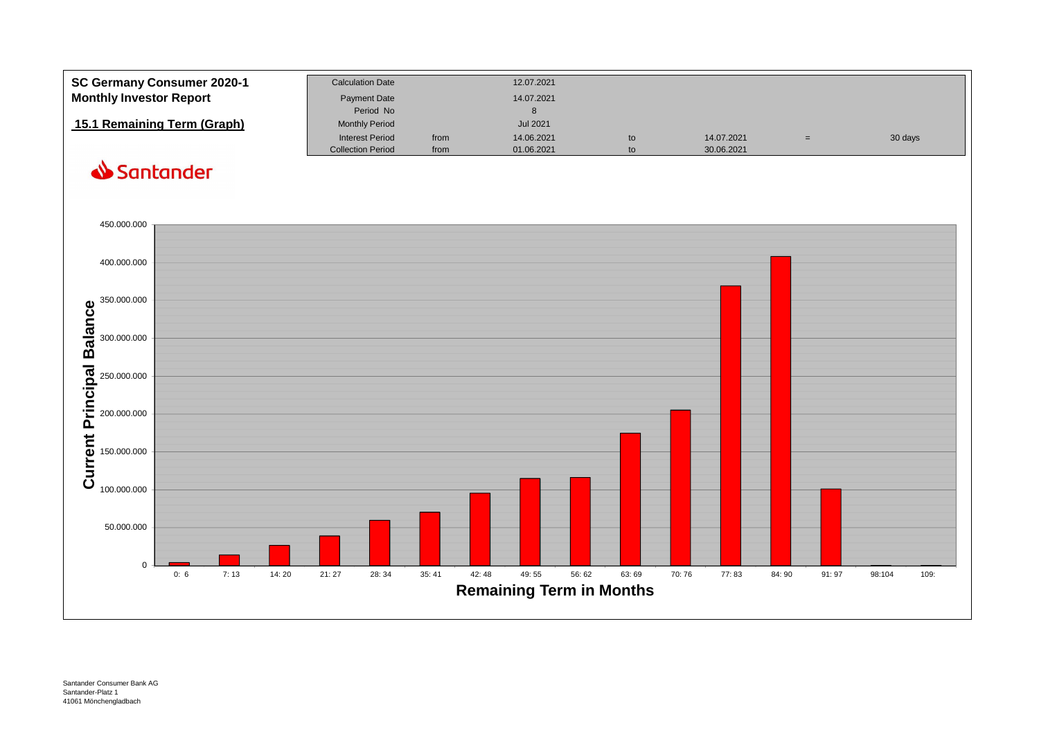**SC Germany Consumer 2020-1**
**Monthly Investor Report**

## 15.1 Remaining Term (Graph)

| | | | | | | |
|---|---|---|---|---|---|---|
| Calculation Date | | 12.07.2021 | | | | |
| Payment Date | | 14.07.2021 | | | | |
| Period No | | 8 | | | | |
| Monthly Period | | Jul 2021 | | | | |
| Interest Period | from | 14.06.2021 | to | 14.07.2021 | = | 30 days |
| Collection Period | from | 01.06.2021 | to | 30.06.2021 | | |

Santander

Current Principal Balance

450.000.000
400.000.000
350.000.000
300.000.000
250.000.000
200.000.000
150.000.000
100.000.000
50.000.000
0

0: 6 | 7: 13 | 14: 20 | 21: 27 | 28: 34 | 35: 41 | 42: 48 | 49: 55 | 56: 62 | 63: 69 | 70: 76 | 77: 83 | 84: 90 | 91: 97 | 98:104 | 109:

Remaining Term in Months

Santander Consumer Bank AG
Santander-Platz 1
41061 Mönchengladbach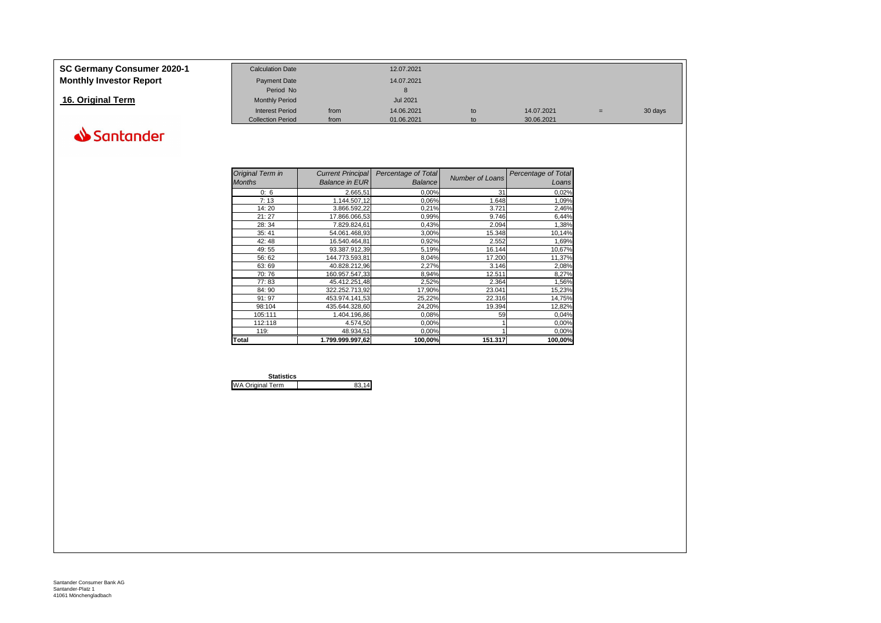**SC Germany Consumer 2020-1**
**Monthly Investor Report**

## 16. Original Term

Santander

| | | | | | | |
|---|---|---|---|---|---|---|
| Calculation Date | | 12.07.2021 | | | | |
| Payment Date | | 14.07.2021 | | | | |
| Period No | | 8 | | | | |
| Monthly Period | | Jul 2021 | | | | |
| Interest Period | from | 14.06.2021 | to | 14.07.2021 | = | 30 days |
| Collection Period | from | 01.06.2021 | to | 30.06.2021 | | |

| *Original Term in Months* | *Current Principal Balance in EUR* | *Percentage of Total Balance* | *Number of Loans* | *Percentage of Total Loans* |
|---|---|---|---|---|
| 0: 6 | 2.665,51 | 0,00% | 31 | 0,02% |
| 7: 13 | 1.144.507,12 | 0,06% | 1.648 | 1,09% |
| 14: 20 | 3.866.592,22 | 0,21% | 3.721 | 2,46% |
| 21: 27 | 17.866.066,53 | 0,99% | 9.746 | 6,44% |
| 28: 34 | 7.829.824,61 | 0,43% | 2.094 | 1,38% |
| 35: 41 | 54.061.468,93 | 3,00% | 15.348 | 10,14% |
| 42: 48 | 16.540.464,81 | 0,92% | 2.552 | 1,69% |
| 49: 55 | 93.387.912,39 | 5,19% | 16.144 | 10,67% |
| 56: 62 | 144.773.593,81 | 8,04% | 17.200 | 11,37% |
| 63: 69 | 40.828.212,96 | 2,27% | 3.146 | 2,08% |
| 70: 76 | 160.957.547,33 | 8,94% | 12.511 | 8,27% |
| 77: 83 | 45.412.251,48 | 2,52% | 2.364 | 1,56% |
| 84: 90 | 322.252.713,92 | 17,90% | 23.041 | 15,23% |
| 91: 97 | 453.974.141,53 | 25,22% | 22.316 | 14,75% |
| 98:104 | 435.644.328,60 | 24,20% | 19.394 | 12,82% |
| 105:111 | 1.404.196,86 | 0,08% | 59 | 0,04% |
| 112:118 | 4.574,50 | 0,00% | 1 | 0,00% |
| 119: | 48.934,51 | 0,00% | 1 | 0,00% |
| **Total** | **1.799.999.997,62** | **100,00%** | **151.317** | **100,00%** |

| **Statistics** | |
|---|---|
| WA Original Term | 83,14 |

Santander Consumer Bank AG
Santander-Platz 1
41061 Mönchengladbach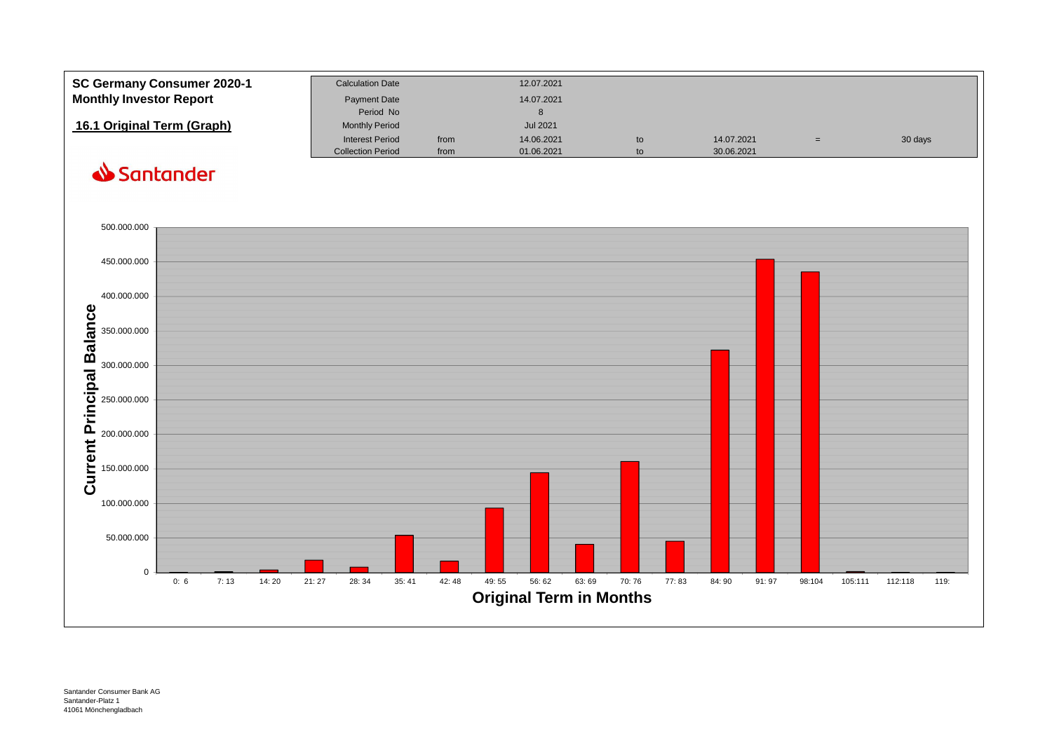**SC Germany Consumer 2020-1**
**Monthly Investor Report**

## 16.1 Original Term (Graph)

| | | | | | | |
|---|---|---|---|---|---|---|
| Calculation Date | | 12.07.2021 | | | | |
| Payment Date | | 14.07.2021 | | | | |
| Period No | | 8 | | | | |
| Monthly Period | | Jul 2021 | | | | |
| Interest Period | from | 14.06.2021 | to | 14.07.2021 | = | 30 days |
| Collection Period | from | 01.06.2021 | to | 30.06.2021 | | |

Santander

Current Principal Balance

500.000.000
450.000.000
400.000.000
350.000.000
300.000.000
250.000.000
200.000.000
150.000.000
100.000.000
50.000.000
0

0: 6 | 7: 13 | 14: 20 | 21: 27 | 28: 34 | 35: 41 | 42: 48 | 49: 55 | 56: 62 | 63: 69 | 70: 76 | 77: 83 | 84: 90 | 91: 97 | 98:104 | 105:111 | 112:118 | 119:

**Original Term in Months**

Santander Consumer Bank AG
Santander-Platz 1
41061 Mönchengladbach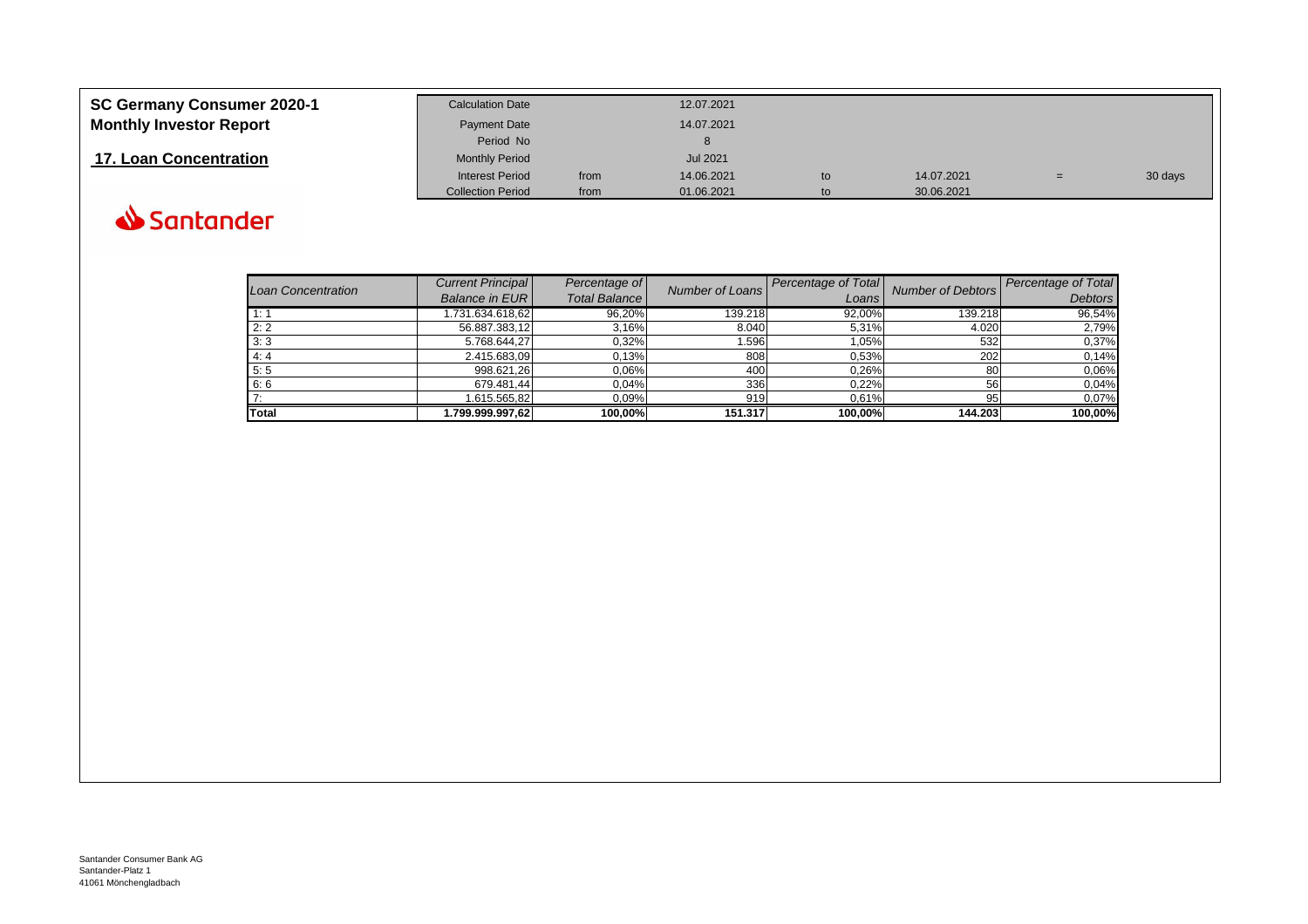# SC Germany Consumer 2020-1
## Monthly Investor Report

## 17. Loan Concentration

| Calculation Date | | 12.07.2021 | | | | |
|---|---|---|---|---|---|---|
| Payment Date | | 14.07.2021 | | | | |
| Period No | | 8 | | | | |
| Monthly Period | | Jul 2021 | | | | |
| Interest Period | from | 14.06.2021 | to | 14.07.2021 | = | 30 days |
| Collection Period | from | 01.06.2021 | to | 30.06.2021 | | |

| *Loan Concentration* | *Current Principal Balance in EUR* | *Percentage of Total Balance* | *Number of Loans* | *Percentage of Total Loans* | *Number of Debtors* | *Percentage of Total Debtors* |
|---|---|---|---|---|---|---|
| 1: 1 | 1.731.634.618,62 | 96,20% | 139.218 | 92,00% | 139.218 | 96,54% |
| 2: 2 | 56.887.383,12 | 3,16% | 8.040 | 5,31% | 4.020 | 2,79% |
| 3: 3 | 5.768.644,27 | 0,32% | 1.596 | 1,05% | 532 | 0,37% |
| 4: 4 | 2.415.683,09 | 0,13% | 808 | 0,53% | 202 | 0,14% |
| 5: 5 | 998.621,26 | 0,06% | 400 | 0,26% | 80 | 0,06% |
| 6: 6 | 679.481,44 | 0,04% | 336 | 0,22% | 56 | 0,04% |
| 7: | 1.615.565,82 | 0,09% | 919 | 0,61% | 95 | 0,07% |
| **Total** | **1.799.999.997,62** | **100,00%** | **151.317** | **100,00%** | **144.203** | **100,00%** |

Santander Consumer Bank AG
Santander-Platz 1
41061 Mönchengladbach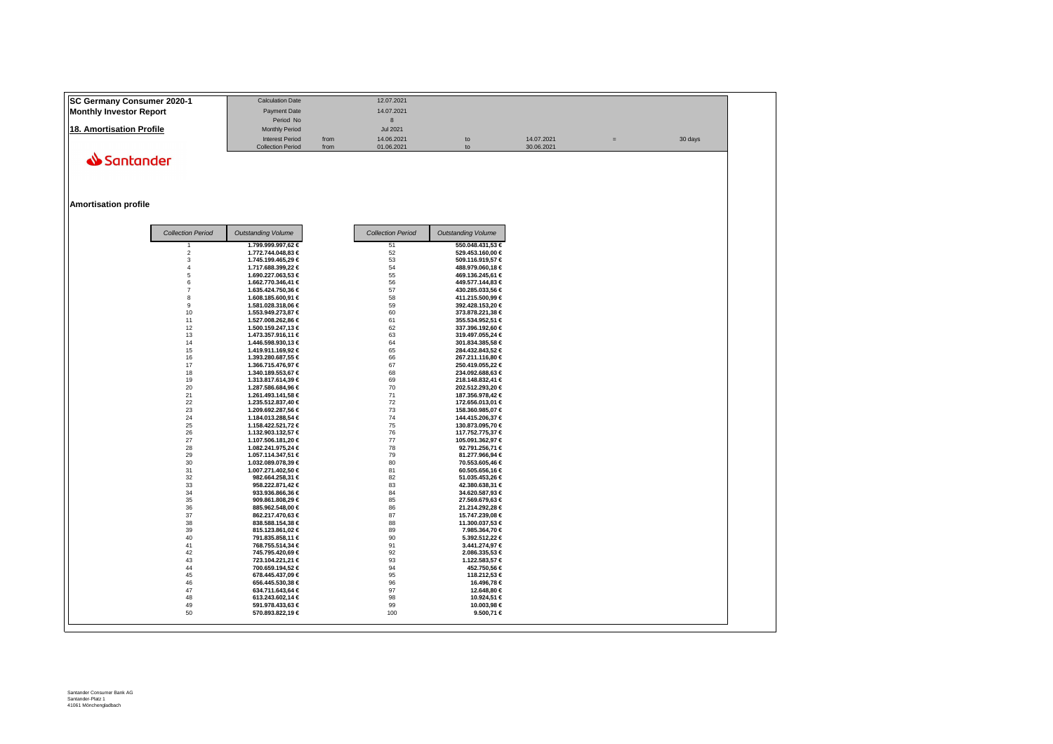**SC Germany Consumer 2020-1**
**Monthly Investor Report**

**18. Amortisation Profile**

| | | | | | | |
|---|---|---|---|---|---|---|
| Calculation Date | | 12.07.2021 | | | | |
| Payment Date | | 14.07.2021 | | | | |
| Period No | | 8 | | | | |
| Monthly Period | | Jul 2021 | | | | |
| Interest Period | from | 14.06.2021 | to | 14.07.2021 | = | 30 days |
| Collection Period | from | 01.06.2021 | to | 30.06.2021 | | |

Santander

## Amortisation profile

| Collection Period | Outstanding Volume | Collection Period | Outstanding Volume |
|---|---|---|---|
| 1 | 1.799.999.997,62 € | 51 | 550.048.431,53 € |
| 2 | 1.772.744.048,83 € | 52 | 529.453.160,00 € |
| 3 | 1.745.199.465,29 € | 53 | 509.116.919,57 € |
| 4 | 1.717.688.399,22 € | 54 | 488.979.060,18 € |
| 5 | 1.690.227.063,53 € | 55 | 469.136.245,61 € |
| 6 | 1.662.770.346,41 € | 56 | 449.577.144,83 € |
| 7 | 1.635.424.750,36 € | 57 | 430.285.033,56 € |
| 8 | 1.608.185.600,91 € | 58 | 411.215.500,99 € |
| 9 | 1.581.028.318,06 € | 59 | 392.428.153,20 € |
| 10 | 1.553.949.273,87 € | 60 | 373.878.221,38 € |
| 11 | 1.527.008.262,86 € | 61 | 355.534.952,51 € |
| 12 | 1.500.159.247,13 € | 62 | 337.396.192,60 € |
| 13 | 1.473.357.916,11 € | 63 | 319.497.055,24 € |
| 14 | 1.446.598.930,13 € | 64 | 301.834.385,58 € |
| 15 | 1.419.911.169,92 € | 65 | 284.432.843,52 € |
| 16 | 1.393.280.687,55 € | 66 | 267.211.116,80 € |
| 17 | 1.366.715.476,97 € | 67 | 250.419.055,22 € |
| 18 | 1.340.189.553,67 € | 68 | 234.092.688,63 € |
| 19 | 1.313.817.614,39 € | 69 | 218.148.832,41 € |
| 20 | 1.287.586.684,96 € | 70 | 202.512.293,20 € |
| 21 | 1.261.493.141,58 € | 71 | 187.356.978,42 € |
| 22 | 1.235.512.837,40 € | 72 | 172.656.013,01 € |
| 23 | 1.209.692.287,56 € | 73 | 158.360.985,07 € |
| 24 | 1.184.013.288,54 € | 74 | 144.415.206,37 € |
| 25 | 1.158.422.521,72 € | 75 | 130.873.095,70 € |
| 26 | 1.132.903.132,57 € | 76 | 117.752.775,37 € |
| 27 | 1.107.506.181,20 € | 77 | 105.091.362,97 € |
| 28 | 1.082.241.975,24 € | 78 | 92.791.256,71 € |
| 29 | 1.057.114.347,51 € | 79 | 81.277.966,94 € |
| 30 | 1.032.089.078,39 € | 80 | 70.553.605,46 € |
| 31 | 1.007.271.402,50 € | 81 | 60.505.656,16 € |
| 32 | 982.664.258,31 € | 82 | 51.035.453,26 € |
| 33 | 958.222.871,42 € | 83 | 42.380.638,31 € |
| 34 | 933.936.866,36 € | 84 | 34.620.587,93 € |
| 35 | 909.861.808,29 € | 85 | 27.569.679,63 € |
| 36 | 885.962.548,00 € | 86 | 21.214.292,28 € |
| 37 | 862.217.470,63 € | 87 | 15.747.239,08 € |
| 38 | 838.588.154,38 € | 88 | 11.300.037,53 € |
| 39 | 815.123.861,02 € | 89 | 7.985.364,70 € |
| 40 | 791.835.858,11 € | 90 | 5.392.512,22 € |
| 41 | 768.755.514,34 € | 91 | 3.441.274,97 € |
| 42 | 745.795.420,69 € | 92 | 2.086.335,53 € |
| 43 | 723.104.221,21 € | 93 | 1.122.583,57 € |
| 44 | 700.659.194,52 € | 94 | 452.750,56 € |
| 45 | 678.445.437,09 € | 95 | 118.212,53 € |
| 46 | 656.445.530,38 € | 96 | 16.496,78 € |
| 47 | 634.711.643,64 € | 97 | 12.648,80 € |
| 48 | 613.243.602,14 € | 98 | 10.924,51 € |
| 49 | 591.978.433,63 € | 99 | 10.003,98 € |
| 50 | 570.893.822,19 € | 100 | 9.500,71 € |

Santander Consumer Bank AG
Santander-Platz 1
41061 Mönchengladbach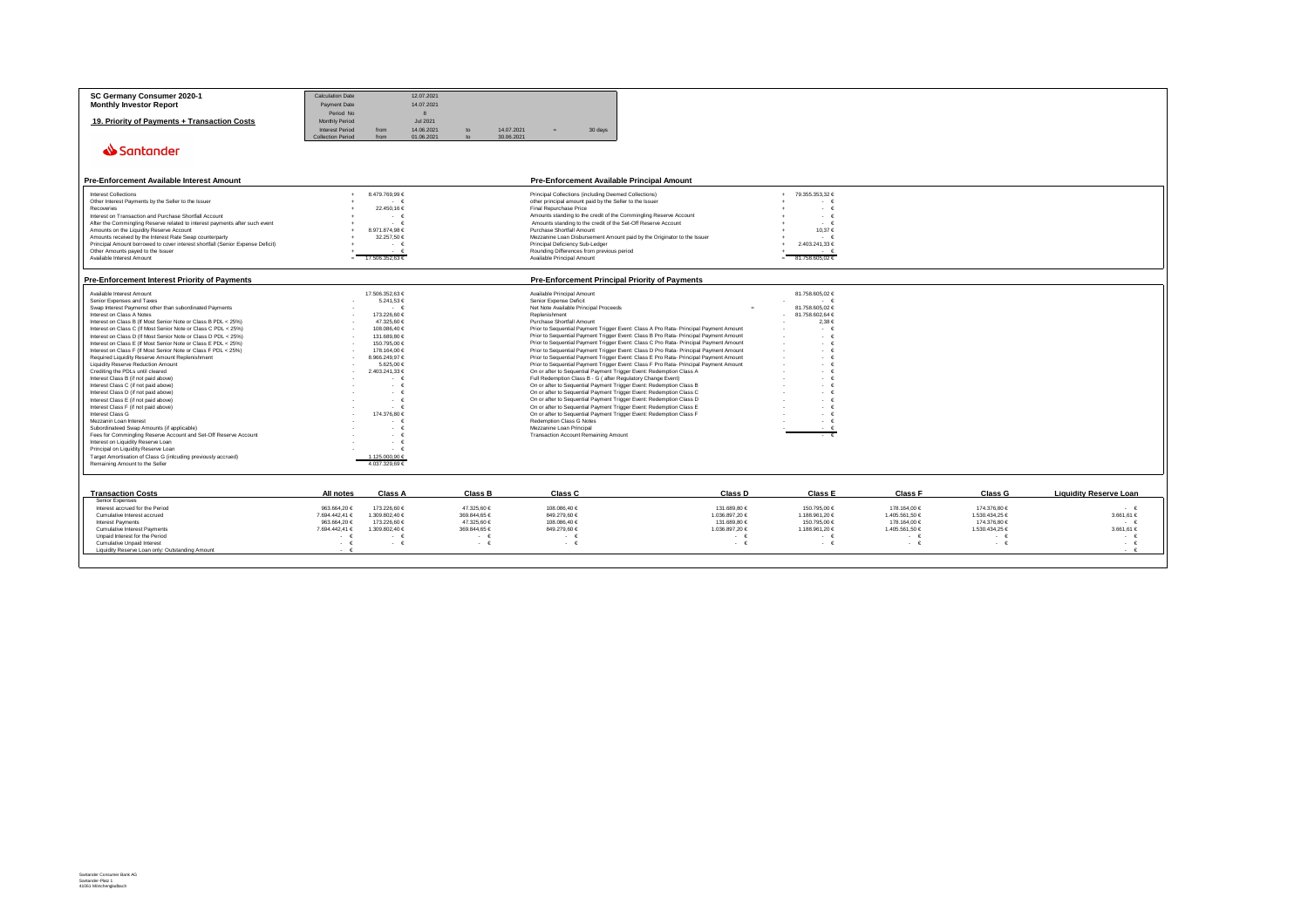**SC Germany Consumer 2020-1**
**Monthly Investor Report**

**19. Priority of Payments + Transaction Costs**

| | | | | | | |
|---|---|---|---|---|---|---|
| Calculation Date | | 12.07.2021 | | | | |
| Payment Date | | 14.07.2021 | | | | |
| Period No | | 8 | | | | |
| Monthly Period | | Jul 2021 | | | | |
| Interest Period | from | 14.06.2021 | to | 14.07.2021 | = | 30 days |
| Collection Period | from | 01.06.2021 | to | 30.06.2021 | | |

Santander

## Pre-Enforcement Available Interest Amount

| | | |
|---|---|---|
| Interest Collections | + | 8.479.769,99 € |
| Other Interest Payments by the Seller to the Issuer | + | - € |
| Recoveries | + | 22.450,16 € |
| Interest on Transaction and Purchase Shortfall Account | + | - € |
| After the Commingling Reserve related to interest payments after such event | + | - € |
| Amounts on the Liquidity Reserve Account | + | 8.971.874,98 € |
| Amounts received by the Interest Rate Swap counterparty | + | 32.257,50 € |
| Principal Amount borrowed to cover interest shortfall (Senior Expense Deficit) | + | - € |
| Other Amounts payed to the Issuer | + | - € |
| Available Interest Amount | = | 17.506.352,63 € |

## Pre-Enforcement Available Principal Amount

| | | |
|---|---|---|
| Principal Collections (including Deemed Collections) | + | 79.355.353,32 € |
| other principal amount paid by the Seller to the Issuer | + | - € |
| Final Repurchase Price | + | - € |
| Amounts standing to the credit of the Commingling Reserve Account | + | - € |
| Amounts standing to the credit of the Set-Off Reserve Account | + | - € |
| Purchase Shortfall Amount | + | 10,37 € |
| Mezzanine Loan Disbursement Amount paid by the Originator to the Issuer | + | - € |
| Principal Deficiency Sub-Ledger | + | 2.403.241,33 € |
| Rounding Differences from previous period | + | - € |
| Available Principal Amount | = | 81.758.605,02 € |

## Pre-Enforcement Interest Priority of Payments

| | | |
|---|---|---|
| Available Interest Amount | | 17.506.352,63 € |
| Senior Expenses and Taxes | - | 5.241,53 € |
| Swap Interest Payment other than subordinated Payments | - | - € |
| Interest on Class A Notes | - | 173.226,60 € |
| Interest on Class B (If Most Senior Note or Class B PDL < 25%) | - | 47.325,60 € |
| Interest on Class C (If Most Senior Note or Class C PDL < 25%) | - | 108.086,40 € |
| Interest on Class D (If Most Senior Note or Class D PDL < 25%) | - | 131.689,80 € |
| Interest on Class E (If Most Senior Note or Class E PDL < 25%) | - | 150.795,00 € |
| Interest on Class F (If Most Senior Note or Class F PDL < 25%) | - | 178.164,00 € |
| Required Liquidity Reserve Amount Replenishment | - | 8.966.249,97 € |
| Liquidity Reserve Reduction Amount | - | 5.625,00 € |
| Crediting the PDLs until cleared | - | 2.403.241,33 € |
| Interest Class B (if not paid above) | - | - € |
| Interest Class C (if not paid above) | - | - € |
| Interest Class D (if not paid above) | - | - € |
| Interest Class E (if not paid above) | - | - € |
| Interest Class F (if not paid above) | - | - € |
| Interest Class G | - | 174.376,80 € |
| Mezzanin Loan Interest | - | - € |
| Subordinateed Swap Amounts (if applicable) | - | - € |
| Fees for Commingling Reserve Account and Set-Off Reserve Account | - | - € |
| Interest on Liquidity Reserve Loan | - | - € |
| Principal on Liquidity Reserve Loan | - | - € |
| Target Amortisation of Class G (inlcuding previously accrued) | | 1.125.000,90 € |
| Remaining Amount to the Seller | | 4.037.329,69 € |

## Pre-Enforcement Principal Priority of Payments

| | | |
|---|---|---|
| Available Principal Amount | | 81.758.605,02 € |
| Senior Expense Deficit | - | - € |
| Net Note Available Principal Proceeds | = | 81.758.605,02 € |
| Replenishment | - | 81.758.602,64 € |
| Purchase Shortfall Amount | - | 2,38 € |
| Prior to Sequential Payment Trigger Event: Class A Pro Rata- Principal Payment Amount | - | - € |
| Prior to Sequential Payment Trigger Event: Class B Pro Rata- Principal Payment Amount | - | - € |
| Prior to Sequential Payment Trigger Event: Class C Pro Rata- Principal Payment Amount | - | - € |
| Prior to Sequential Payment Trigger Event: Class D Pro Rata- Principal Payment Amount | - | - € |
| Prior to Sequential Payment Trigger Event: Class E Pro Rata- Principal Payment Amount | - | - € |
| Prior to Sequential Payment Trigger Event: Class F Pro Rata- Principal Payment Amount | - | - € |
| On or after to Sequential Payment Trigger Event: Redemption Class A | - | - € |
| Full Redemption Class B - G ( after Regulatory Change Event) | - | - € |
| On or after to Sequential Payment Trigger Event: Redemption Class B | - | - € |
| On or after to Sequential Payment Trigger Event: Redemption Class C | - | - € |
| On or after to Sequential Payment Trigger Event: Redemption Class D | - | - € |
| On or after to Sequential Payment Trigger Event: Redemption Class E | - | - € |
| On or after to Sequential Payment Trigger Event: Redemption Class F | - | - € |
| Redemption Class G Notes | - | - € |
| Mezzanine Loan Principal | - | - € |
| Transaction Account Remaining Amount | | - € |

## Transaction Costs

| Transaction Costs | All notes | Class A | Class B | Class C | Class D | Class E | Class F | Class G | Liquidity Reserve Loan |
|---|---|---|---|---|---|---|---|---|---|
| Senior Expenses | | | | | | | | | |
| Interest accrued for the Period | 963.664,20 € | 173.226,60 € | 47.325,60 € | 108.086,40 € | 131.689,80 € | 150.795,00 € | 178.164,00 € | 174.376,80 € | - € |
| Cumulative Interest accrued | 7.694.442,41 € | 1.309.802,40 € | 369.844,65 € | 849.279,60 € | 1.036.897,20 € | 1.188.961,20 € | 1.405.561,50 € | 1.530.434,25 € | 3.661,61 € |
| Interest Payments | 963.664,20 € | 173.226,60 € | 47.325,60 € | 108.086,40 € | 131.689,80 € | 150.795,00 € | 178.164,00 € | 174.376,80 € | - € |
| Cumulative Interest Payments | 7.694.442,41 € | 1.309.802,40 € | 369.844,65 € | 849.279,60 € | 1.036.897,20 € | 1.188.961,20 € | 1.405.561,50 € | 1.530.434,25 € | 3.661,61 € |
| Unpaid Interest for the Period | - € | - € | - € | - € | - € | - € | - € | - € | - € |
| Cumulative Unpaid Interest | - € | - € | - € | - € | - € | - € | - € | - € | - € |
| Liquidity Reserve Loan only: Outstanding Amount | - € | | | | | | | | - € |

Santander Consumer Bank AG
Santander-Platz 1
41061 Mönchengladbach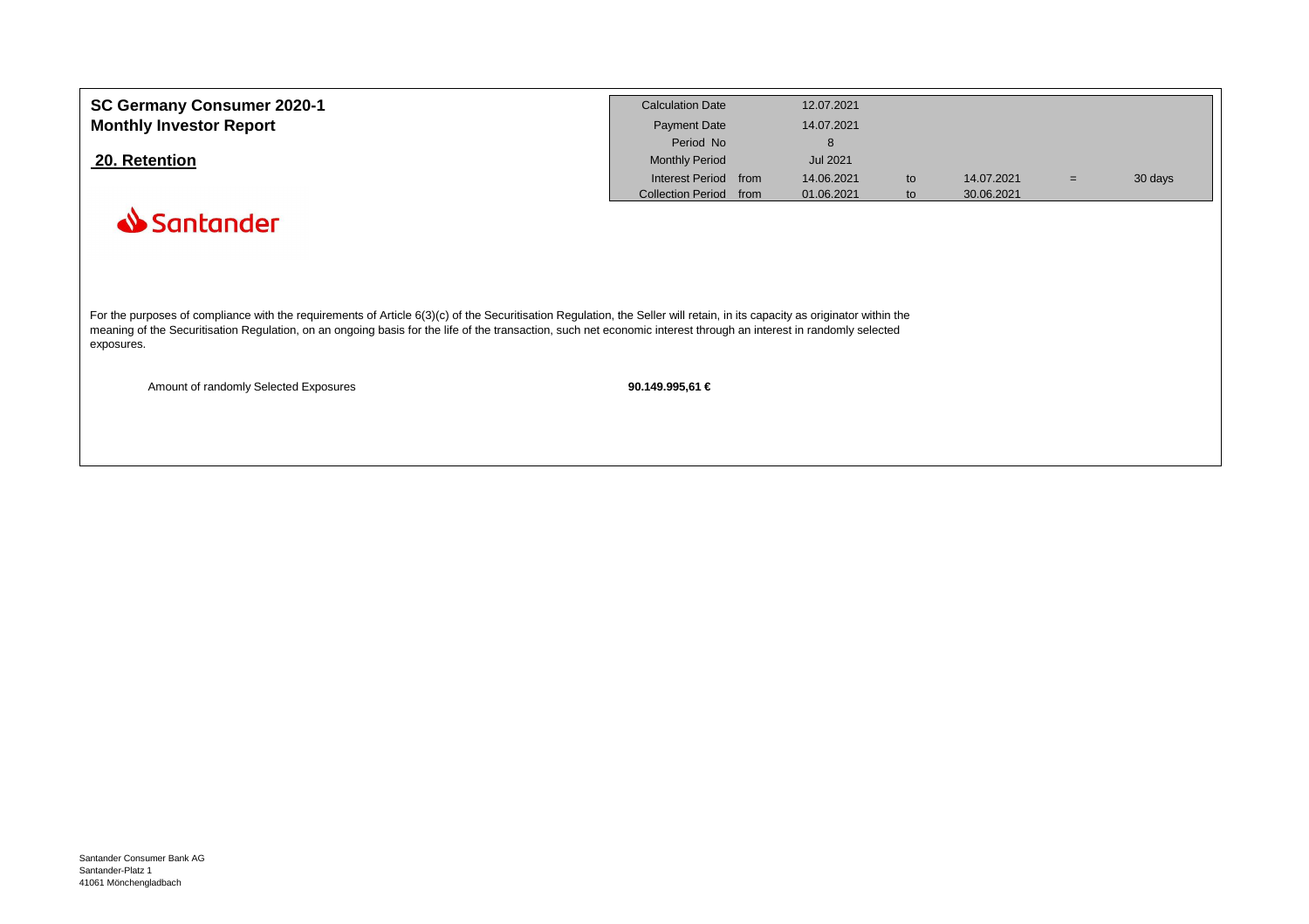**SC Germany Consumer 2020-1**
**Monthly Investor Report**

## 20. Retention

| | | | | | | |
|---|---|---|---|---|---|---|
| Calculation Date | | 12.07.2021 | | | | |
| Payment Date | | 14.07.2021 | | | | |
| Period No | | 8 | | | | |
| Monthly Period | | Jul 2021 | | | | |
| Interest Period | from | 14.06.2021 | to | 14.07.2021 | = | 30 days |
| Collection Period | from | 01.06.2021 | to | 30.06.2021 | | |

Santander

For the purposes of compliance with the requirements of Article 6(3)(c) of the Securitisation Regulation, the Seller will retain, in its capacity as originator within the meaning of the Securitisation Regulation, on an ongoing basis for the life of the transaction, such net economic interest through an interest in randomly selected exposures.

| | |
|---|---|
| Amount of randomly Selected Exposures | **90.149.995,61 €** |

Santander Consumer Bank AG
Santander-Platz 1
41061 Mönchengladbach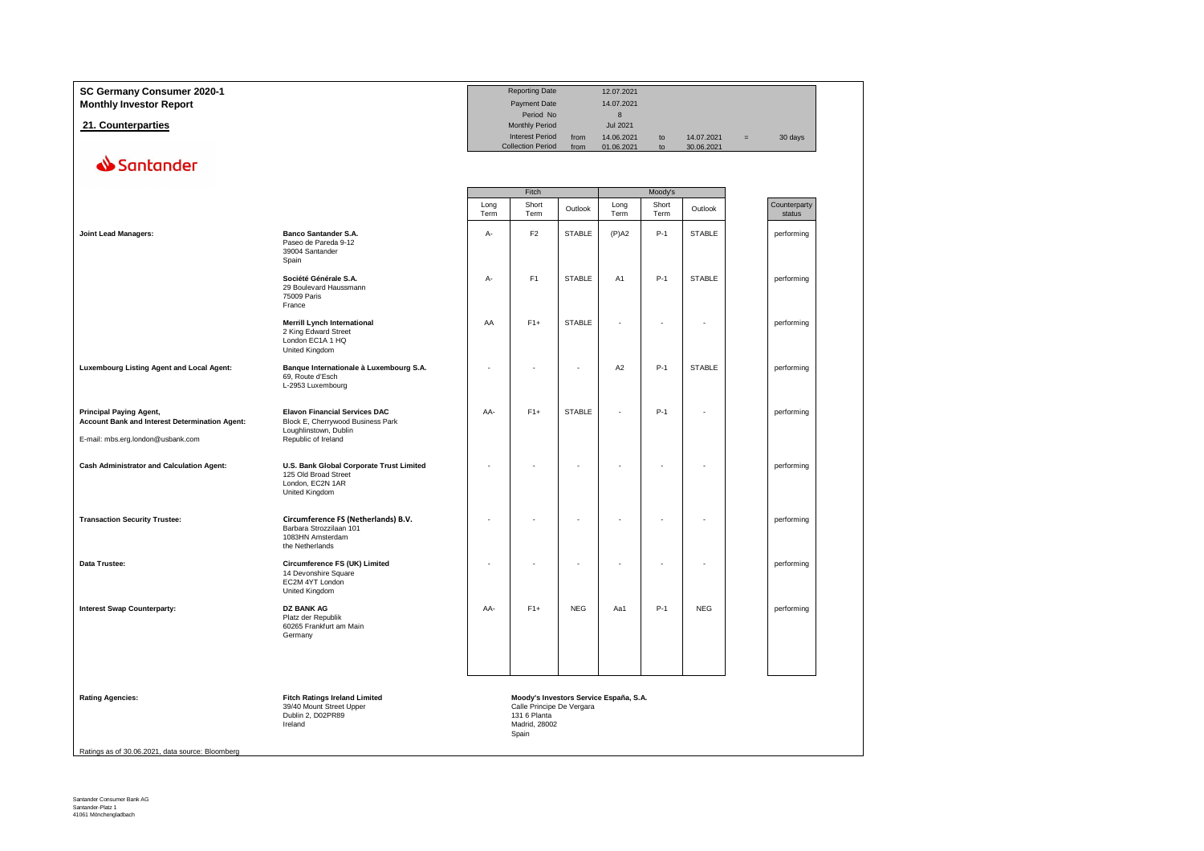# SC Germany Consumer 2020-1
## Monthly Investor Report

## 21. Counterparties

| | | | | | |
|---|---|---|---|---|---|
| Reporting Date | | 12.07.2021 | | | |
| Payment Date | | 14.07.2021 | | | |
| Period No | | 8 | | | |
| Monthly Period | | Jul 2021 | | | |
| Interest Period | from | 14.06.2021 | to | 14.07.2021 | = 30 days |
| Collection Period | from | 01.06.2021 | to | 30.06.2021 | |

Santander

| | | Fitch | | | Moody's | | | |
|---|---|---|---|---|---|---|---|---|
| | | Long Term | Short Term | Outlook | Long Term | Short Term | Outlook | Counterparty status |
| **Joint Lead Managers:** | **Banco Santander S.A.**<br>Paseo de Pareda 9-12<br>39004 Santander<br>Spain | A- | F2 | STABLE | (P)A2 | P-1 | STABLE | performing |
| | **Société Générale S.A.**<br>29 Boulevard Haussmann<br>75009 Paris<br>France | A- | F1 | STABLE | A1 | P-1 | STABLE | performing |
| | **Merrill Lynch International**<br>2 King Edward Street<br>London EC1A 1 HQ<br>United Kingdom | AA | F1+ | STABLE | - | - | - | performing |
| **Luxembourg Listing Agent and Local Agent:** | **Banque Internationale à Luxembourg S.A.**<br>69, Route d'Esch<br>L-2953 Luxembourg | - | - | - | A2 | P-1 | STABLE | performing |
| **Principal Paying Agent,**<br>**Account Bank and Interest Determination Agent:**<br>E-mail: mbs.erg.london@usbank.com | **Elavon Financial Services DAC**<br>Block E, Cherrywood Business Park<br>Loughlinstown, Dublin<br>Republic of Ireland | AA- | F1+ | STABLE | - | P-1 | - | performing |
| **Cash Administrator and Calculation Agent:** | **U.S. Bank Global Corporate Trust Limited**<br>125 Old Broad Street<br>London, EC2N 1AR<br>United Kingdom | - | - | - | - | - | - | performing |
| **Transaction Security Trustee:** | **Circumference FS (Netherlands) B.V.**<br>Barbara Strozzilaan 101<br>1083HN Amsterdam<br>the Netherlands | - | - | - | - | - | - | performing |
| **Data Trustee:** | **Circumference FS (UK) Limited**<br>14 Devonshire Square<br>EC2M 4YT London<br>United Kingdom | - | - | - | - | - | - | performing |
| **Interest Swap Counterparty:** | **DZ BANK AG**<br>Platz der Republik<br>60265 Frankfurt am Main<br>Germany | AA- | F1+ | NEG | Aa1 | P-1 | NEG | performing |

**Rating Agencies:**

**Fitch Ratings Ireland Limited**
39/40 Mount Street Upper
Dublin 2, D02PR89
Ireland

**Moody's Investors Service España, S.A.**
Calle Principe De Vergara
131 6 Planta
Madrid, 28002
Spain

Ratings as of 30.06.2021, data source: Bloomberg

Santander Consumer Bank AG
Santander-Platz 1
41061 Mönchengladbach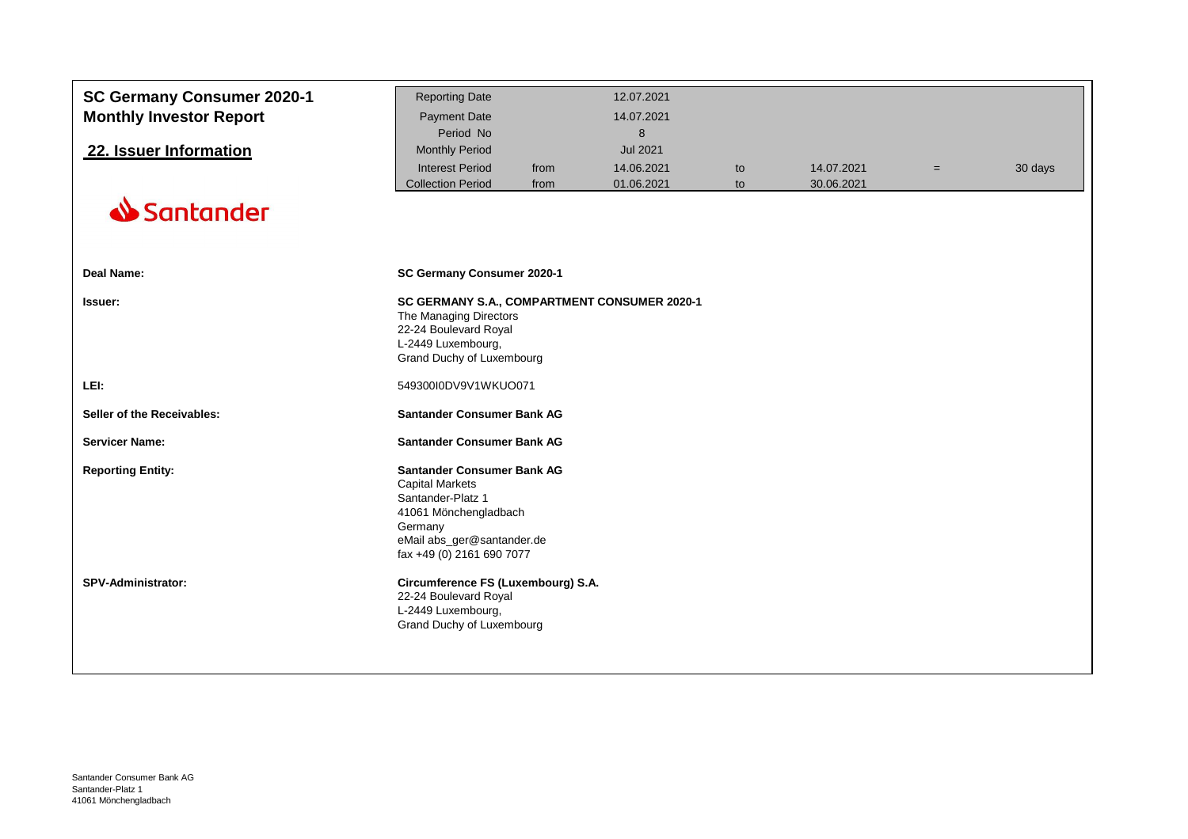# SC Germany Consumer 2020-1
# Monthly Investor Report

## 22. Issuer Information

| Reporting Date | | 12.07.2021 | | | | |
|---|---|---|---|---|---|---|
| Payment Date | | 14.07.2021 | | | | |
| Period No | | 8 | | | | |
| Monthly Period | | Jul 2021 | | | | |
| Interest Period | from | 14.06.2021 | to | 14.07.2021 | = | 30 days |
| Collection Period | from | 01.06.2021 | to | 30.06.2021 | | |

Santander

**Deal Name:** **SC Germany Consumer 2020-1**

**Issuer:**
**SC GERMANY S.A., COMPARTMENT CONSUMER 2020-1**
The Managing Directors
22-24 Boulevard Royal
L-2449 Luxembourg,
Grand Duchy of Luxembourg

**LEI:** 549300I0DV9V1WKUO071

**Seller of the Receivables:** **Santander Consumer Bank AG**

**Servicer Name:** **Santander Consumer Bank AG**

**Reporting Entity:**
**Santander Consumer Bank AG**
Capital Markets
Santander-Platz 1
41061 Mönchengladbach
Germany
eMail abs_ger@santander.de
fax +49 (0) 2161 690 7077

**SPV-Administrator:**
**Circumference FS (Luxembourg) S.A.**
22-24 Boulevard Royal
L-2449 Luxembourg,
Grand Duchy of Luxembourg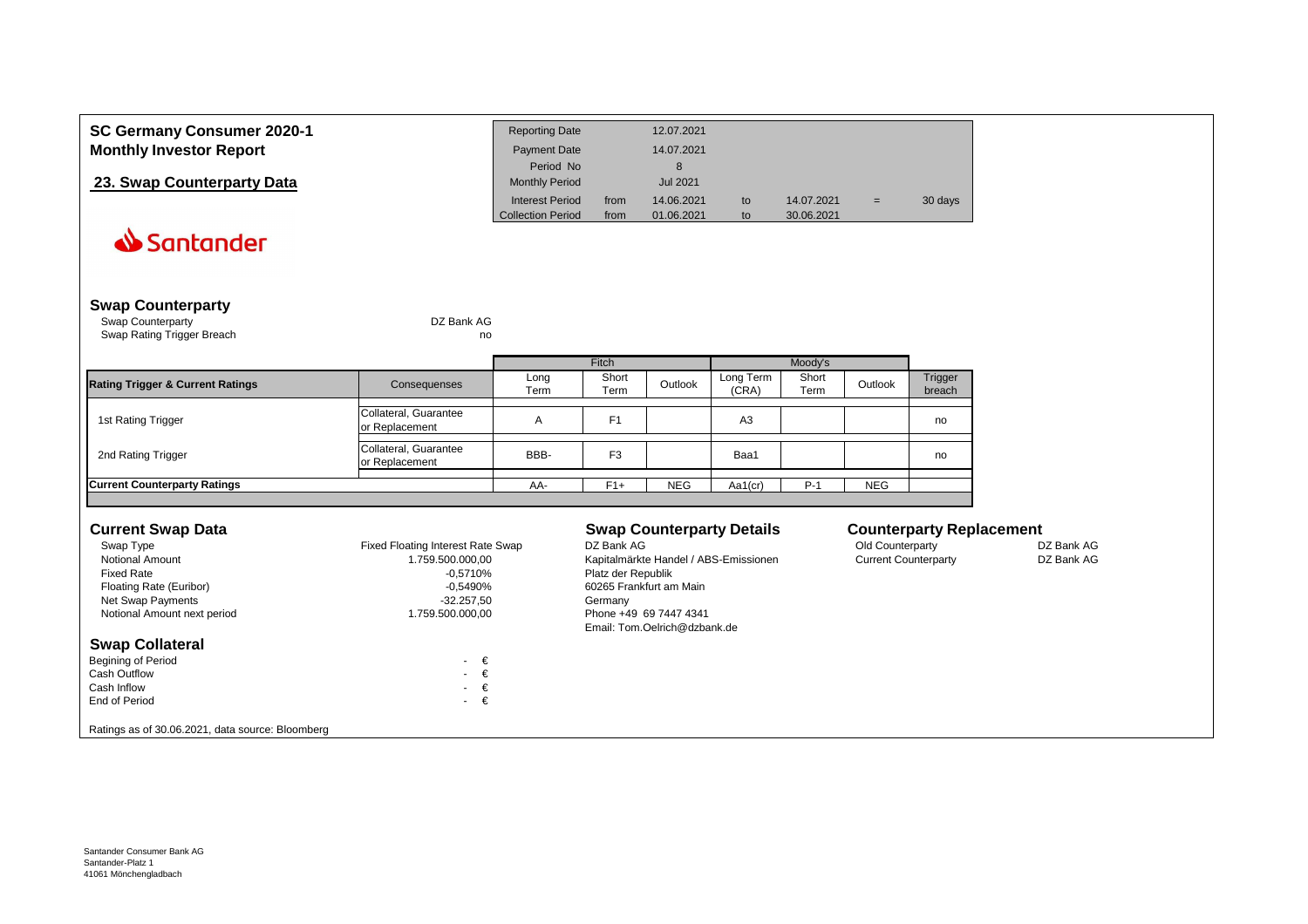# SC Germany Consumer 2020-1
## Monthly Investor Report

## 23. Swap Counterparty Data

| Reporting Date | | 12.07.2021 | | | | |
|---|---|---|---|---|---|---|
| Payment Date | | 14.07.2021 | | | | |
| Period No | | 8 | | | | |
| Monthly Period | | Jul 2021 | | | | |
| Interest Period | from | 14.06.2021 | to | 14.07.2021 | = | 30 days |
| Collection Period | from | 01.06.2021 | to | 30.06.2021 | | |

Santander

### Swap Counterparty

Swap Counterparty: DZ Bank AG
Swap Rating Trigger Breach: no

| | | Fitch | | | Moody's | | | |
|---|---|---|---|---|---|---|---|---|
| **Rating Trigger & Current Ratings** | Consequenses | Long Term | Short Term | Outlook | Long Term (CRA) | Short Term | Outlook | Trigger breach |
| 1st Rating Trigger | Collateral, Guarantee or Replacement | A | F1 | | A3 | | | no |
| 2nd Rating Trigger | Collateral, Guarantee or Replacement | BBB- | F3 | | Baa1 | | | no |
| **Current Counterparty Ratings** | | AA- | F1+ | NEG | Aa1(cr) | P-1 | NEG | |

### Current Swap Data

| | |
|---|---|
| Swap Type | Fixed Floating Interest Rate Swap |
| Notional Amount | 1.759.500.000,00 |
| Fixed Rate | -0,5710% |
| Floating Rate (Euribor) | -0,5490% |
| Net Swap Payments | -32.257,50 |
| Notional Amount next period | 1.759.500.000,00 |

### Swap Counterparty Details

DZ Bank AG
Kapitalmärkte Handel / ABS-Emissionen
Platz der Republik
60265 Frankfurt am Main
Germany
Phone +49 69 7447 4341
Email: Tom.Oelrich@dzbank.de

### Counterparty Replacement

| | |
|---|---|
| Old Counterparty | DZ Bank AG |
| Current Counterparty | DZ Bank AG |

### Swap Collateral

| | |
|---|---|
| Begining of Period | - € |
| Cash Outflow | - € |
| Cash Inflow | - € |
| End of Period | - € |

Ratings as of 30.06.2021, data source: Bloomberg

Santander Consumer Bank AG
Santander-Platz 1
41061 Mönchengladbach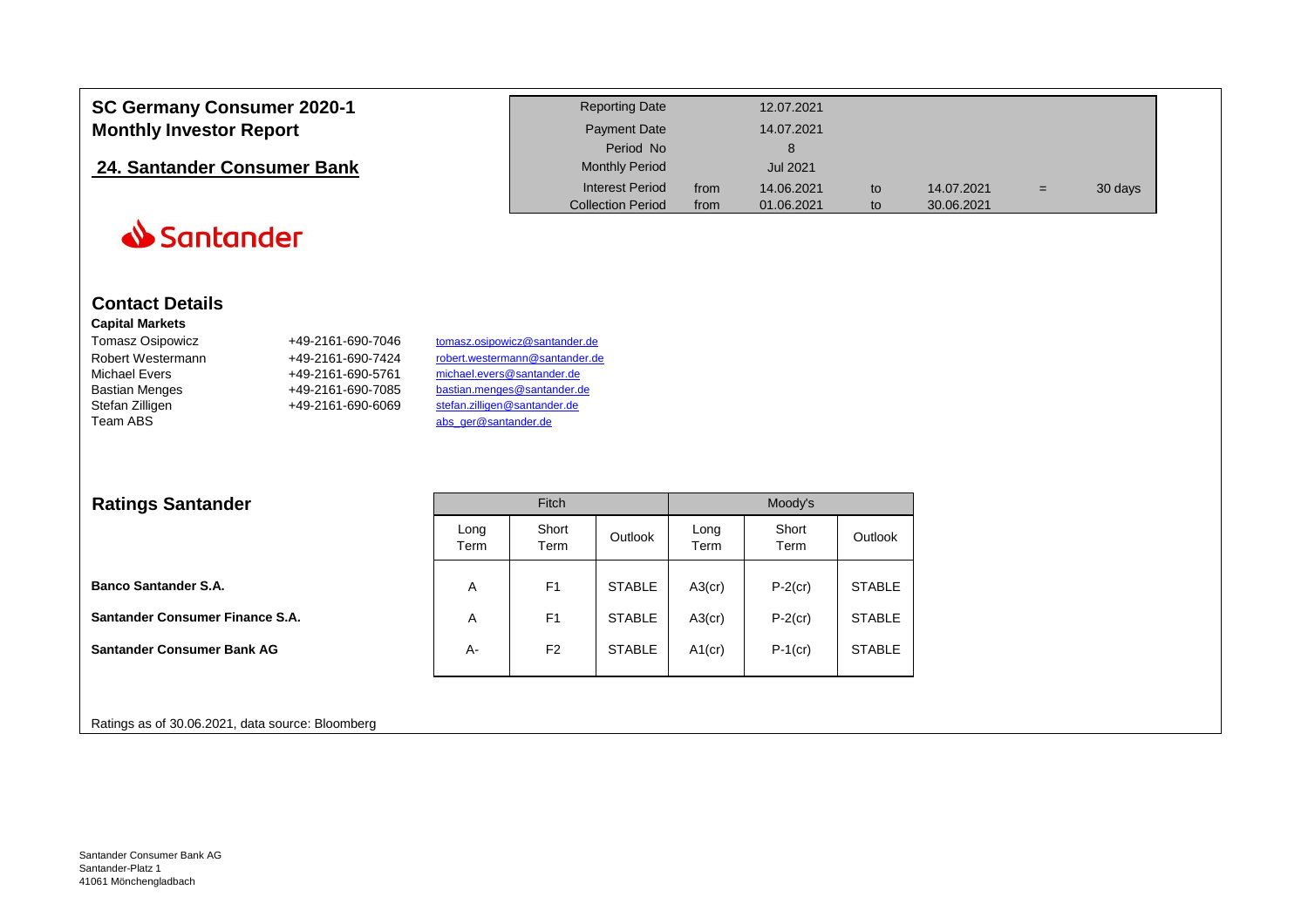# SC Germany Consumer 2020-1
## Monthly Investor Report

## 24. Santander Consumer Bank

| | | | | | | | |
|---|---|---|---|---|---|---|---|
| Reporting Date | | 12.07.2021 | | | | | |
| Payment Date | | 14.07.2021 | | | | | |
| Period No | | 8 | | | | | |
| Monthly Period | | Jul 2021 | | | | | |
| Interest Period | from | 14.06.2021 | to | 14.07.2021 | = | 30 days | |
| Collection Period | from | 01.06.2021 | to | 30.06.2021 | | | |

Santander

## Contact Details

**Capital Markets**

| | | |
|---|---|---|
| Tomasz Osipowicz | +49-2161-690-7046 | tomasz.osipowicz@santander.de |
| Robert Westermann | +49-2161-690-7424 | robert.westermann@santander.de |
| Michael Evers | +49-2161-690-5761 | michael.evers@santander.de |
| Bastian Menges | +49-2161-690-7085 | bastian.menges@santander.de |
| Stefan Zilligen | +49-2161-690-6069 | stefan.zilligen@santander.de |
| Team ABS | | abs_ger@santander.de |

## Ratings Santander

| | Fitch | | | Moody's | | |
|---|---|---|---|---|---|---|
| | Long Term | Short Term | Outlook | Long Term | Short Term | Outlook |
| **Banco Santander S.A.** | A | F1 | STABLE | A3(cr) | P-2(cr) | STABLE |
| **Santander Consumer Finance S.A.** | A | F1 | STABLE | A3(cr) | P-2(cr) | STABLE |
| **Santander Consumer Bank AG** | A- | F2 | STABLE | A1(cr) | P-1(cr) | STABLE |

Ratings as of 30.06.2021, data source: Bloomberg

Santander Consumer Bank AG
Santander-Platz 1
41061 Mönchengladbach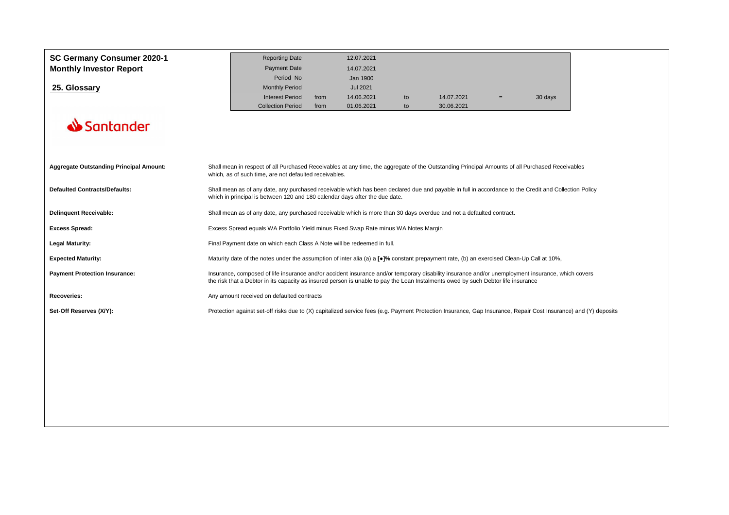**SC Germany Consumer 2020-1**
**Monthly Investor Report**

## 25. Glossary

| | | | | | | |
|---|---|---|---|---|---|---|
| Reporting Date | | 12.07.2021 | | | | |
| Payment Date | | 14.07.2021 | | | | |
| Period No | | Jan 1900 | | | | |
| Monthly Period | | Jul 2021 | | | | |
| Interest Period | from | 14.06.2021 | to | 14.07.2021 | = | 30 days |
| Collection Period | from | 01.06.2021 | to | 30.06.2021 | | |

Santander

| | |
|---|---|
| **Aggregate Outstanding Principal Amount:** | Shall mean in respect of all Purchased Receivables at any time, the aggregate of the Outstanding Principal Amounts of all Purchased Receivables which, as of such time, are not defaulted receivables. |
| **Defaulted Contracts/Defaults:** | Shall mean as of any date, any purchased receivable which has been declared due and payable in full in accordance to the Credit and Collection Policy which in principal is between 120 and 180 calendar days after the due date. |
| **Delinquent Receivable:** | Shall mean as of any date, any purchased receivable which is more than 30 days overdue and not a defaulted contract. |
| **Excess Spread:** | Excess Spread equals WA Portfolio Yield minus Fixed Swap Rate minus WA Notes Margin |
| **Legal Maturity:** | Final Payment date on which each Class A Note will be redeemed in full. |
| **Expected Maturity:** | Maturity date of the notes under the assumption of inter alia (a) a **[•]%** constant prepayment rate, (b) an exercised Clean-Up Call at 10%, |
| **Payment Protection Insurance:** | Insurance, composed of life insurance and/or accident insurance and/or temporary disability insurance and/or unemployment insurance, which covers the risk that a Debtor in its capacity as insured person is unable to pay the Loan Instalments owed by such Debtor life insurance |
| **Recoveries:** | Any amount received on defaulted contracts |
| **Set-Off Reserves (X/Y):** | Protection against set-off risks due to (X) capitalized service fees (e.g. Payment Protection Insurance, Gap Insurance, Repair Cost Insurance) and (Y) deposits |